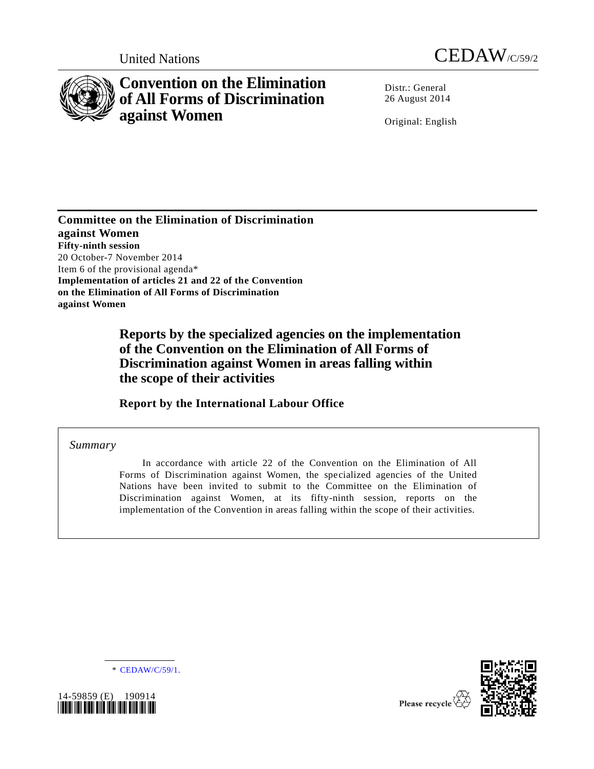United Nations

CEDAW/C/59/2

# Convention on the Elimination of All Forms of Discrimination against Women

Distr.: General
26 August 2014

Original: English

**Committee on the Elimination of Discrimination against Women**
**Fifty-ninth session**
20 October-7 November 2014
Item 6 of the provisional agenda*
**Implementation of articles 21 and 22 of the Convention on the Elimination of All Forms of Discrimination against Women**

## Reports by the specialized agencies on the implementation of the Convention on the Elimination of All Forms of Discrimination against Women in areas falling within the scope of their activities

### Report by the International Labour Office

*Summary*

In accordance with article 22 of the Convention on the Elimination of All Forms of Discrimination against Women, the specialized agencies of the United Nations have been invited to submit to the Committee on the Elimination of Discrimination against Women, at its fifty-ninth session, reports on the implementation of the Convention in areas falling within the scope of their activities.

\* CEDAW/C/59/1.

14-59859 (E) 190914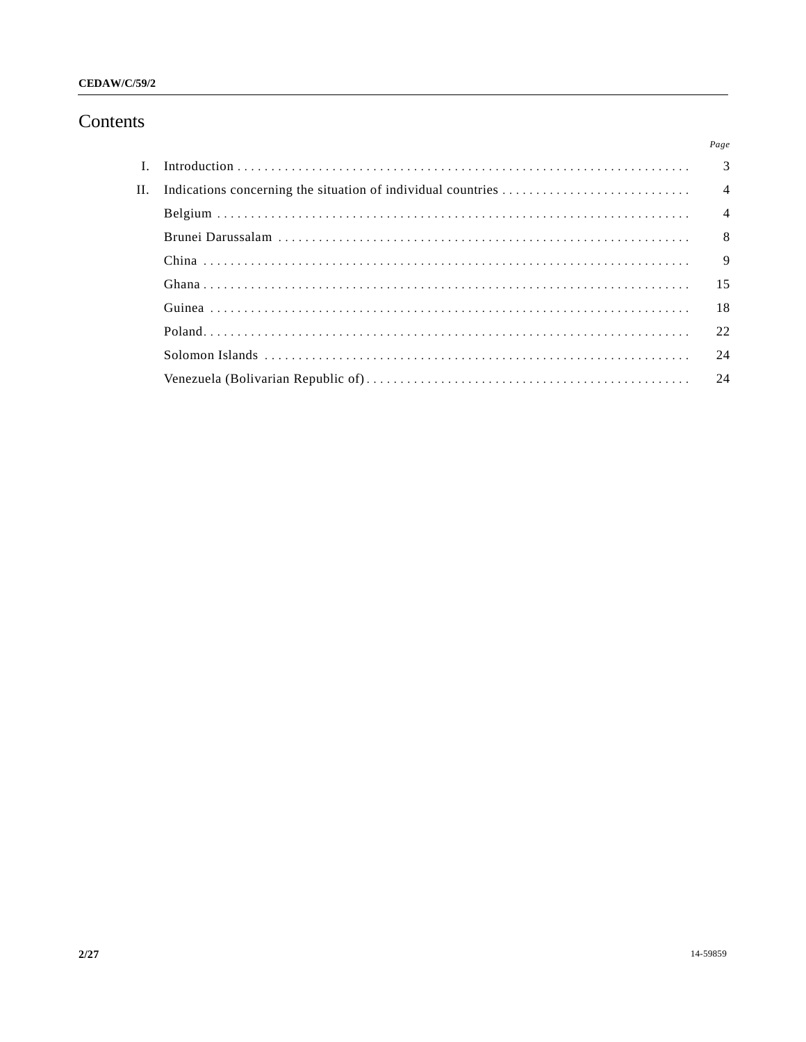# Contents

| | | Page |
|---|---|---|
| I. | Introduction | 3 |
| II. | Indications concerning the situation of individual countries | 4 |
| | Belgium | 4 |
| | Brunei Darussalam | 8 |
| | China | 9 |
| | Ghana | 15 |
| | Guinea | 18 |
| | Poland | 22 |
| | Solomon Islands | 24 |
| | Venezuela (Bolivarian Republic of) | 24 |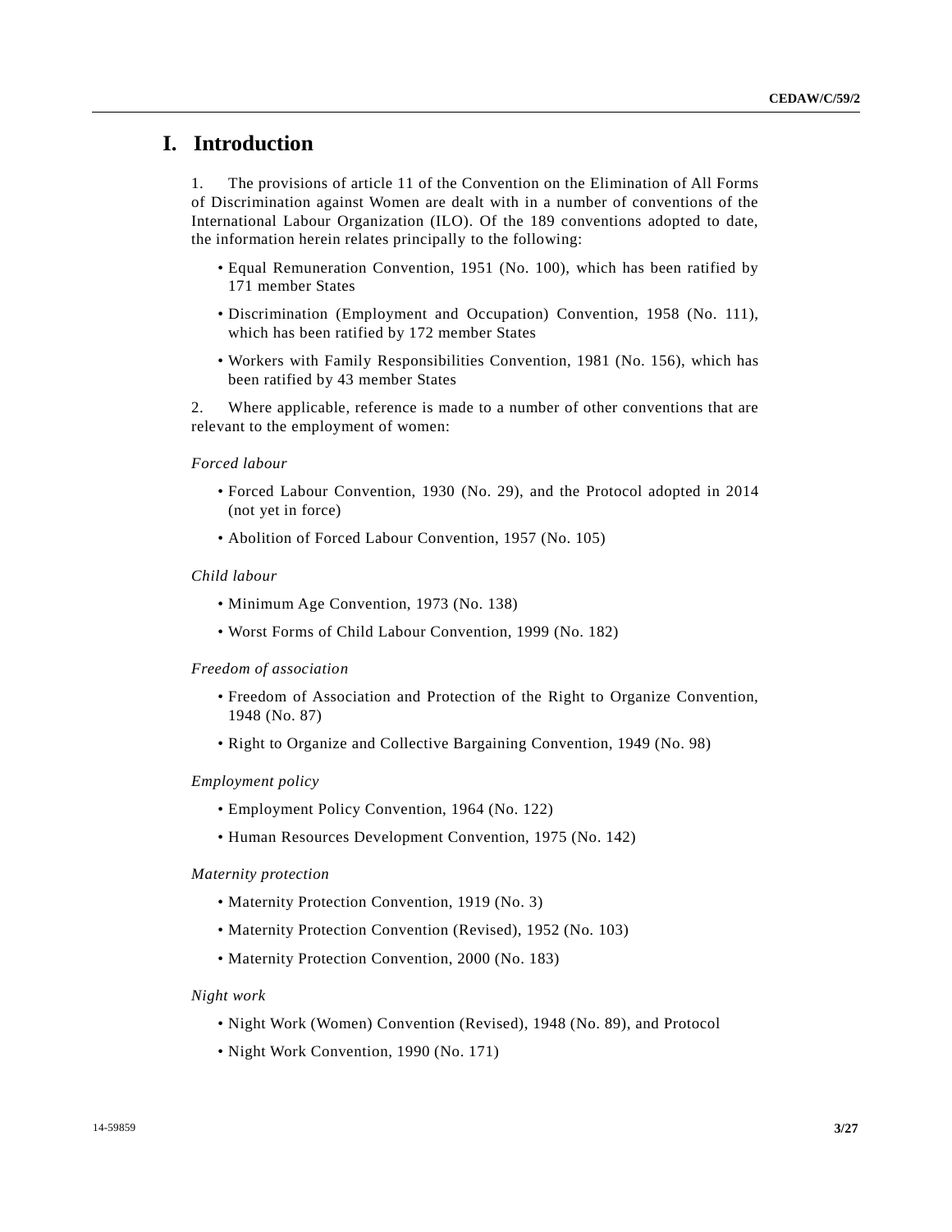# I. Introduction

1. The provisions of article 11 of the Convention on the Elimination of All Forms of Discrimination against Women are dealt with in a number of conventions of the International Labour Organization (ILO). Of the 189 conventions adopted to date, the information herein relates principally to the following:

- Equal Remuneration Convention, 1951 (No. 100), which has been ratified by 171 member States
- Discrimination (Employment and Occupation) Convention, 1958 (No. 111), which has been ratified by 172 member States
- Workers with Family Responsibilities Convention, 1981 (No. 156), which has been ratified by 43 member States

2. Where applicable, reference is made to a number of other conventions that are relevant to the employment of women:

*Forced labour*

- Forced Labour Convention, 1930 (No. 29), and the Protocol adopted in 2014 (not yet in force)
- Abolition of Forced Labour Convention, 1957 (No. 105)

*Child labour*

- Minimum Age Convention, 1973 (No. 138)
- Worst Forms of Child Labour Convention, 1999 (No. 182)

*Freedom of association*

- Freedom of Association and Protection of the Right to Organize Convention, 1948 (No. 87)
- Right to Organize and Collective Bargaining Convention, 1949 (No. 98)

*Employment policy*

- Employment Policy Convention, 1964 (No. 122)
- Human Resources Development Convention, 1975 (No. 142)

*Maternity protection*

- Maternity Protection Convention, 1919 (No. 3)
- Maternity Protection Convention (Revised), 1952 (No. 103)
- Maternity Protection Convention, 2000 (No. 183)

*Night work*

- Night Work (Women) Convention (Revised), 1948 (No. 89), and Protocol
- Night Work Convention, 1990 (No. 171)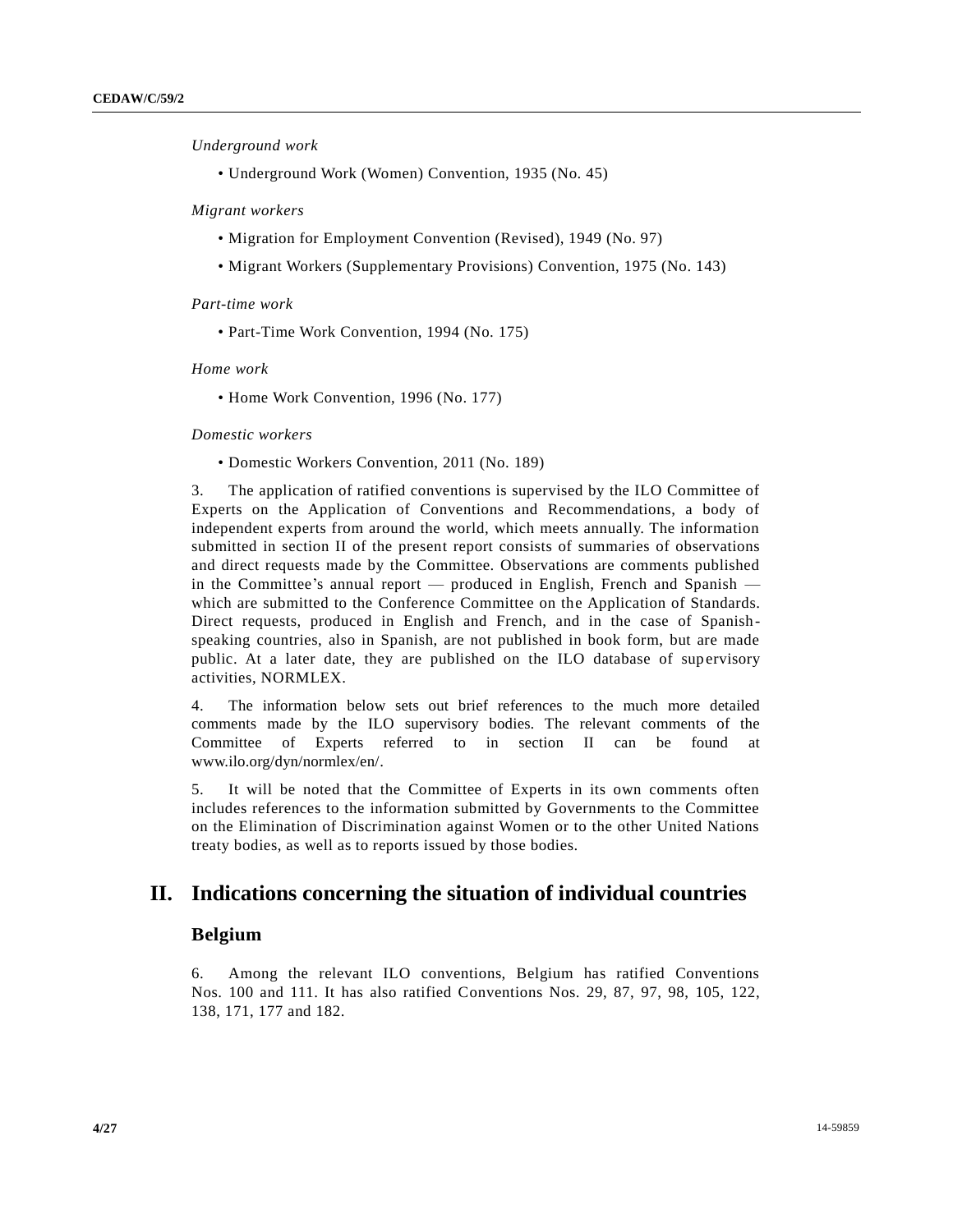*Underground work*

- Underground Work (Women) Convention, 1935 (No. 45)

*Migrant workers*

- Migration for Employment Convention (Revised), 1949 (No. 97)
- Migrant Workers (Supplementary Provisions) Convention, 1975 (No. 143)

*Part-time work*

- Part-Time Work Convention, 1994 (No. 175)

*Home work*

- Home Work Convention, 1996 (No. 177)

*Domestic workers*

- Domestic Workers Convention, 2011 (No. 189)

3. The application of ratified conventions is supervised by the ILO Committee of Experts on the Application of Conventions and Recommendations, a body of independent experts from around the world, which meets annually. The information submitted in section II of the present report consists of summaries of observations and direct requests made by the Committee. Observations are comments published in the Committee's annual report — produced in English, French and Spanish — which are submitted to the Conference Committee on the Application of Standards. Direct requests, produced in English and French, and in the case of Spanish-speaking countries, also in Spanish, are not published in book form, but are made public. At a later date, they are published on the ILO database of supervisory activities, NORMLEX.

4. The information below sets out brief references to the much more detailed comments made by the ILO supervisory bodies. The relevant comments of the Committee of Experts referred to in section II can be found at www.ilo.org/dyn/normlex/en/.

5. It will be noted that the Committee of Experts in its own comments often includes references to the information submitted by Governments to the Committee on the Elimination of Discrimination against Women or to the other United Nations treaty bodies, as well as to reports issued by those bodies.

# II. Indications concerning the situation of individual countries

## Belgium

6. Among the relevant ILO conventions, Belgium has ratified Conventions Nos. 100 and 111. It has also ratified Conventions Nos. 29, 87, 97, 98, 105, 122, 138, 171, 177 and 182.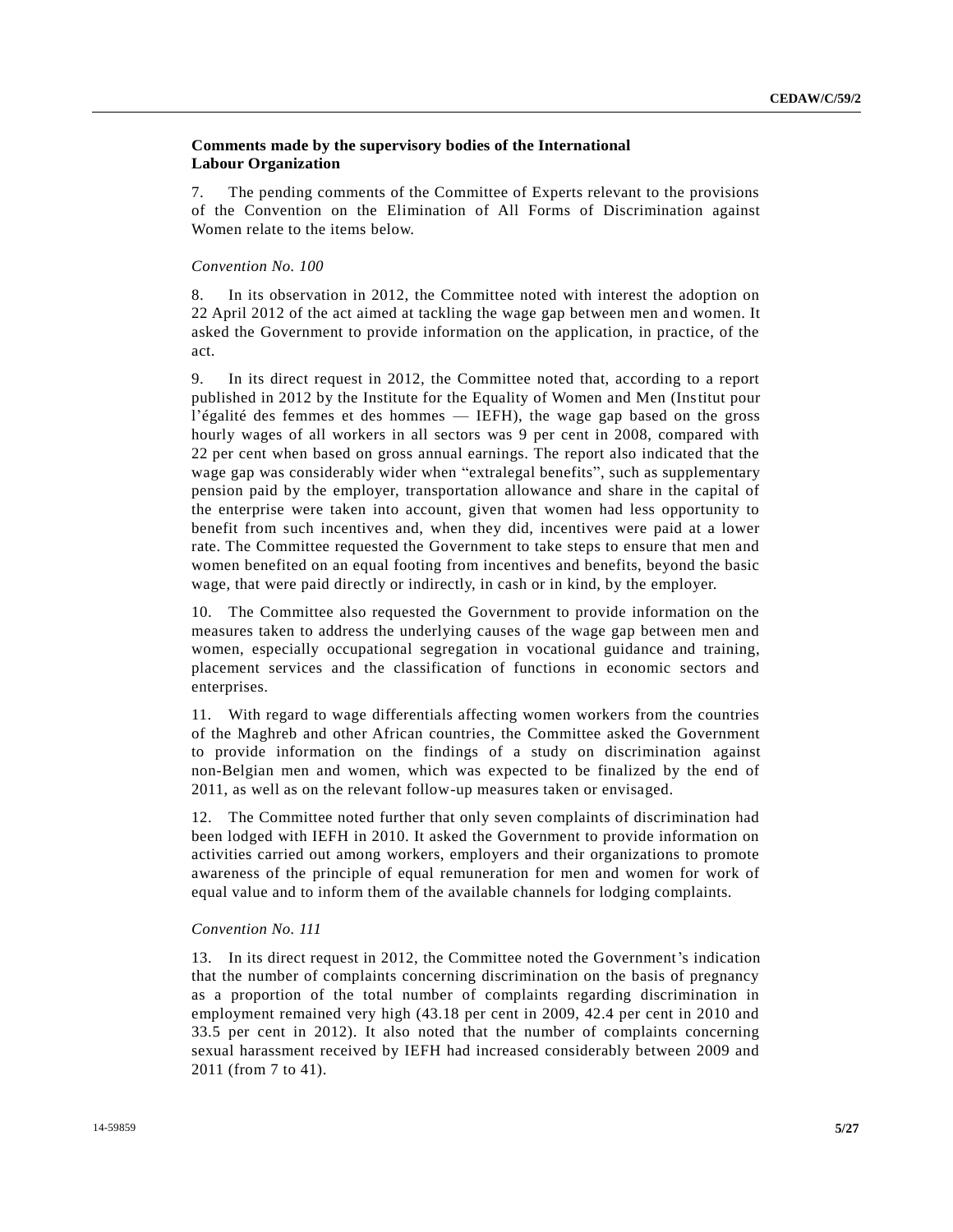**Comments made by the supervisory bodies of the International Labour Organization**

7. The pending comments of the Committee of Experts relevant to the provisions of the Convention on the Elimination of All Forms of Discrimination against Women relate to the items below.

*Convention No. 100*

8. In its observation in 2012, the Committee noted with interest the adoption on 22 April 2012 of the act aimed at tackling the wage gap between men and women. It asked the Government to provide information on the application, in practice, of the act.

9. In its direct request in 2012, the Committee noted that, according to a report published in 2012 by the Institute for the Equality of Women and Men (Institut pour l'égalité des femmes et des hommes — IEFH), the wage gap based on the gross hourly wages of all workers in all sectors was 9 per cent in 2008, compared with 22 per cent when based on gross annual earnings. The report also indicated that the wage gap was considerably wider when "extralegal benefits", such as supplementary pension paid by the employer, transportation allowance and share in the capital of the enterprise were taken into account, given that women had less opportunity to benefit from such incentives and, when they did, incentives were paid at a lower rate. The Committee requested the Government to take steps to ensure that men and women benefited on an equal footing from incentives and benefits, beyond the basic wage, that were paid directly or indirectly, in cash or in kind, by the employer.

10. The Committee also requested the Government to provide information on the measures taken to address the underlying causes of the wage gap between men and women, especially occupational segregation in vocational guidance and training, placement services and the classification of functions in economic sectors and enterprises.

11. With regard to wage differentials affecting women workers from the countries of the Maghreb and other African countries, the Committee asked the Government to provide information on the findings of a study on discrimination against non-Belgian men and women, which was expected to be finalized by the end of 2011, as well as on the relevant follow-up measures taken or envisaged.

12. The Committee noted further that only seven complaints of discrimination had been lodged with IEFH in 2010. It asked the Government to provide information on activities carried out among workers, employers and their organizations to promote awareness of the principle of equal remuneration for men and women for work of equal value and to inform them of the available channels for lodging complaints.

*Convention No. 111*

13. In its direct request in 2012, the Committee noted the Government's indication that the number of complaints concerning discrimination on the basis of pregnancy as a proportion of the total number of complaints regarding discrimination in employment remained very high (43.18 per cent in 2009, 42.4 per cent in 2010 and 33.5 per cent in 2012). It also noted that the number of complaints concerning sexual harassment received by IEFH had increased considerably between 2009 and 2011 (from 7 to 41).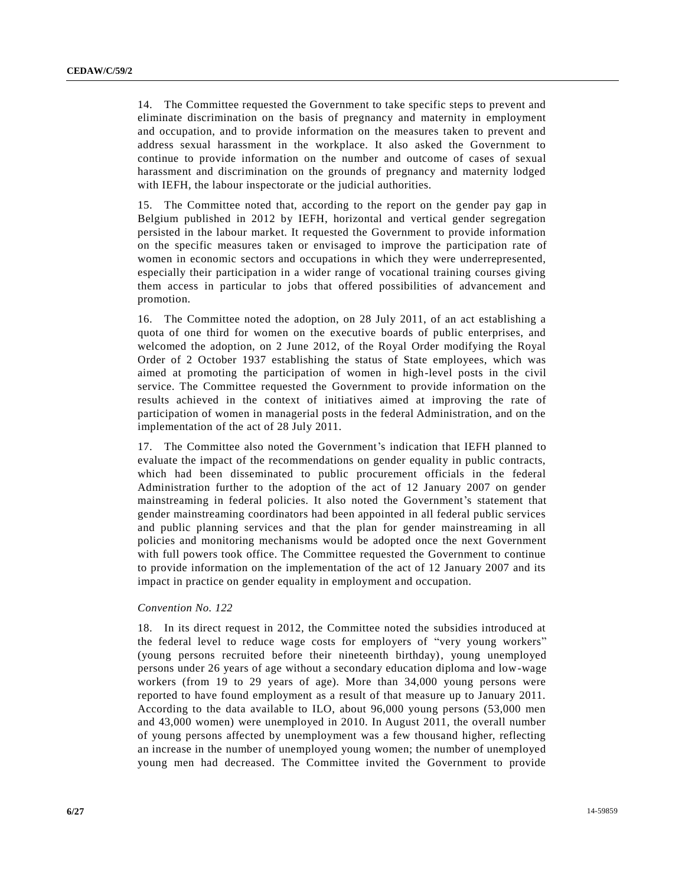14. The Committee requested the Government to take specific steps to prevent and eliminate discrimination on the basis of pregnancy and maternity in employment and occupation, and to provide information on the measures taken to prevent and address sexual harassment in the workplace. It also asked the Government to continue to provide information on the number and outcome of cases of sexual harassment and discrimination on the grounds of pregnancy and maternity lodged with IEFH, the labour inspectorate or the judicial authorities.

15. The Committee noted that, according to the report on the gender pay gap in Belgium published in 2012 by IEFH, horizontal and vertical gender segregation persisted in the labour market. It requested the Government to provide information on the specific measures taken or envisaged to improve the participation rate of women in economic sectors and occupations in which they were underrepresented, especially their participation in a wider range of vocational training courses giving them access in particular to jobs that offered possibilities of advancement and promotion.

16. The Committee noted the adoption, on 28 July 2011, of an act establishing a quota of one third for women on the executive boards of public enterprises, and welcomed the adoption, on 2 June 2012, of the Royal Order modifying the Royal Order of 2 October 1937 establishing the status of State employees, which was aimed at promoting the participation of women in high-level posts in the civil service. The Committee requested the Government to provide information on the results achieved in the context of initiatives aimed at improving the rate of participation of women in managerial posts in the federal Administration, and on the implementation of the act of 28 July 2011.

17. The Committee also noted the Government's indication that IEFH planned to evaluate the impact of the recommendations on gender equality in public contracts, which had been disseminated to public procurement officials in the federal Administration further to the adoption of the act of 12 January 2007 on gender mainstreaming in federal policies. It also noted the Government's statement that gender mainstreaming coordinators had been appointed in all federal public services and public planning services and that the plan for gender mainstreaming in all policies and monitoring mechanisms would be adopted once the next Government with full powers took office. The Committee requested the Government to continue to provide information on the implementation of the act of 12 January 2007 and its impact in practice on gender equality in employment and occupation.

*Convention No. 122*

18. In its direct request in 2012, the Committee noted the subsidies introduced at the federal level to reduce wage costs for employers of "very young workers" (young persons recruited before their nineteenth birthday), young unemployed persons under 26 years of age without a secondary education diploma and low-wage workers (from 19 to 29 years of age). More than 34,000 young persons were reported to have found employment as a result of that measure up to January 2011. According to the data available to ILO, about 96,000 young persons (53,000 men and 43,000 women) were unemployed in 2010. In August 2011, the overall number of young persons affected by unemployment was a few thousand higher, reflecting an increase in the number of unemployed young women; the number of unemployed young men had decreased. The Committee invited the Government to provide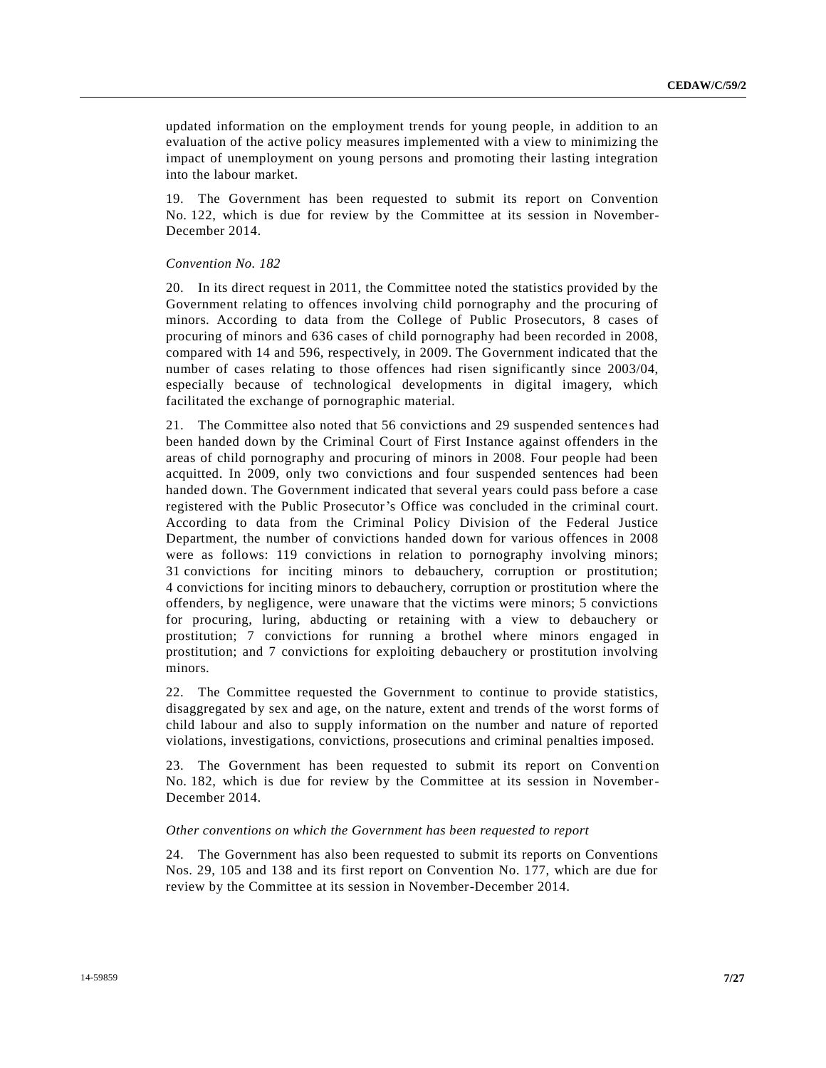updated information on the employment trends for young people, in addition to an evaluation of the active policy measures implemented with a view to minimizing the impact of unemployment on young persons and promoting their lasting integration into the labour market.

19. The Government has been requested to submit its report on Convention No. 122, which is due for review by the Committee at its session in November-December 2014.

*Convention No. 182*

20. In its direct request in 2011, the Committee noted the statistics provided by the Government relating to offences involving child pornography and the procuring of minors. According to data from the College of Public Prosecutors, 8 cases of procuring of minors and 636 cases of child pornography had been recorded in 2008, compared with 14 and 596, respectively, in 2009. The Government indicated that the number of cases relating to those offences had risen significantly since 2003/04, especially because of technological developments in digital imagery, which facilitated the exchange of pornographic material.

21. The Committee also noted that 56 convictions and 29 suspended sentences had been handed down by the Criminal Court of First Instance against offenders in the areas of child pornography and procuring of minors in 2008. Four people had been acquitted. In 2009, only two convictions and four suspended sentences had been handed down. The Government indicated that several years could pass before a case registered with the Public Prosecutor's Office was concluded in the criminal court. According to data from the Criminal Policy Division of the Federal Justice Department, the number of convictions handed down for various offences in 2008 were as follows: 119 convictions in relation to pornography involving minors; 31 convictions for inciting minors to debauchery, corruption or prostitution; 4 convictions for inciting minors to debauchery, corruption or prostitution where the offenders, by negligence, were unaware that the victims were minors; 5 convictions for procuring, luring, abducting or retaining with a view to debauchery or prostitution; 7 convictions for running a brothel where minors engaged in prostitution; and 7 convictions for exploiting debauchery or prostitution involving minors.

22. The Committee requested the Government to continue to provide statistics, disaggregated by sex and age, on the nature, extent and trends of the worst forms of child labour and also to supply information on the number and nature of reported violations, investigations, convictions, prosecutions and criminal penalties imposed.

23. The Government has been requested to submit its report on Convention No. 182, which is due for review by the Committee at its session in November-December 2014.

*Other conventions on which the Government has been requested to report*

24. The Government has also been requested to submit its reports on Conventions Nos. 29, 105 and 138 and its first report on Convention No. 177, which are due for review by the Committee at its session in November-December 2014.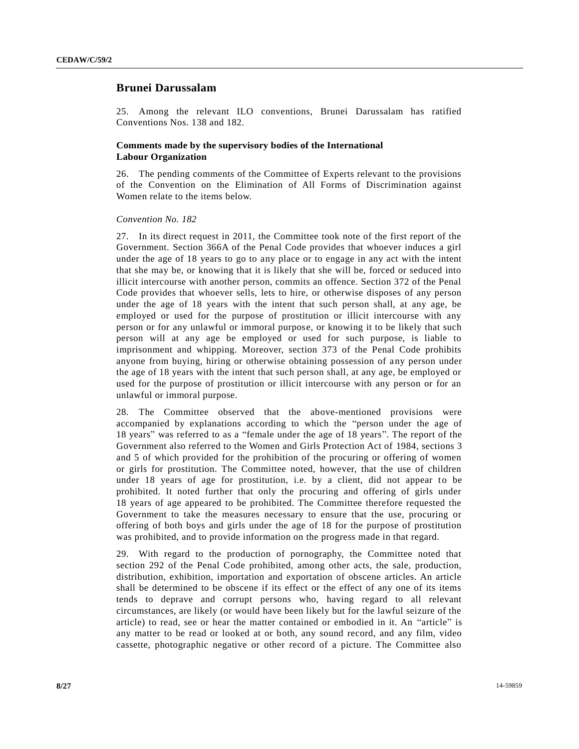## Brunei Darussalam

25. Among the relevant ILO conventions, Brunei Darussalam has ratified Conventions Nos. 138 and 182.

### Comments made by the supervisory bodies of the International Labour Organization

26. The pending comments of the Committee of Experts relevant to the provisions of the Convention on the Elimination of All Forms of Discrimination against Women relate to the items below.

*Convention No. 182*

27. In its direct request in 2011, the Committee took note of the first report of the Government. Section 366A of the Penal Code provides that whoever induces a girl under the age of 18 years to go to any place or to engage in any act with the intent that she may be, or knowing that it is likely that she will be, forced or seduced into illicit intercourse with another person, commits an offence. Section 372 of the Penal Code provides that whoever sells, lets to hire, or otherwise disposes of any person under the age of 18 years with the intent that such person shall, at any age, be employed or used for the purpose of prostitution or illicit intercourse with any person or for any unlawful or immoral purpose, or knowing it to be likely that such person will at any age be employed or used for such purpose, is liable to imprisonment and whipping. Moreover, section 373 of the Penal Code prohibits anyone from buying, hiring or otherwise obtaining possession of any person under the age of 18 years with the intent that such person shall, at any age, be employed or used for the purpose of prostitution or illicit intercourse with any person or for an unlawful or immoral purpose.

28. The Committee observed that the above-mentioned provisions were accompanied by explanations according to which the "person under the age of 18 years" was referred to as a "female under the age of 18 years". The report of the Government also referred to the Women and Girls Protection Act of 1984, sections 3 and 5 of which provided for the prohibition of the procuring or offering of women or girls for prostitution. The Committee noted, however, that the use of children under 18 years of age for prostitution, i.e. by a client, did not appear to be prohibited. It noted further that only the procuring and offering of girls under 18 years of age appeared to be prohibited. The Committee therefore requested the Government to take the measures necessary to ensure that the use, procuring or offering of both boys and girls under the age of 18 for the purpose of prostitution was prohibited, and to provide information on the progress made in that regard.

29. With regard to the production of pornography, the Committee noted that section 292 of the Penal Code prohibited, among other acts, the sale, production, distribution, exhibition, importation and exportation of obscene articles. An article shall be determined to be obscene if its effect or the effect of any one of its items tends to deprave and corrupt persons who, having regard to all relevant circumstances, are likely (or would have been likely but for the lawful seizure of the article) to read, see or hear the matter contained or embodied in it. An "article" is any matter to be read or looked at or both, any sound record, and any film, video cassette, photographic negative or other record of a picture. The Committee also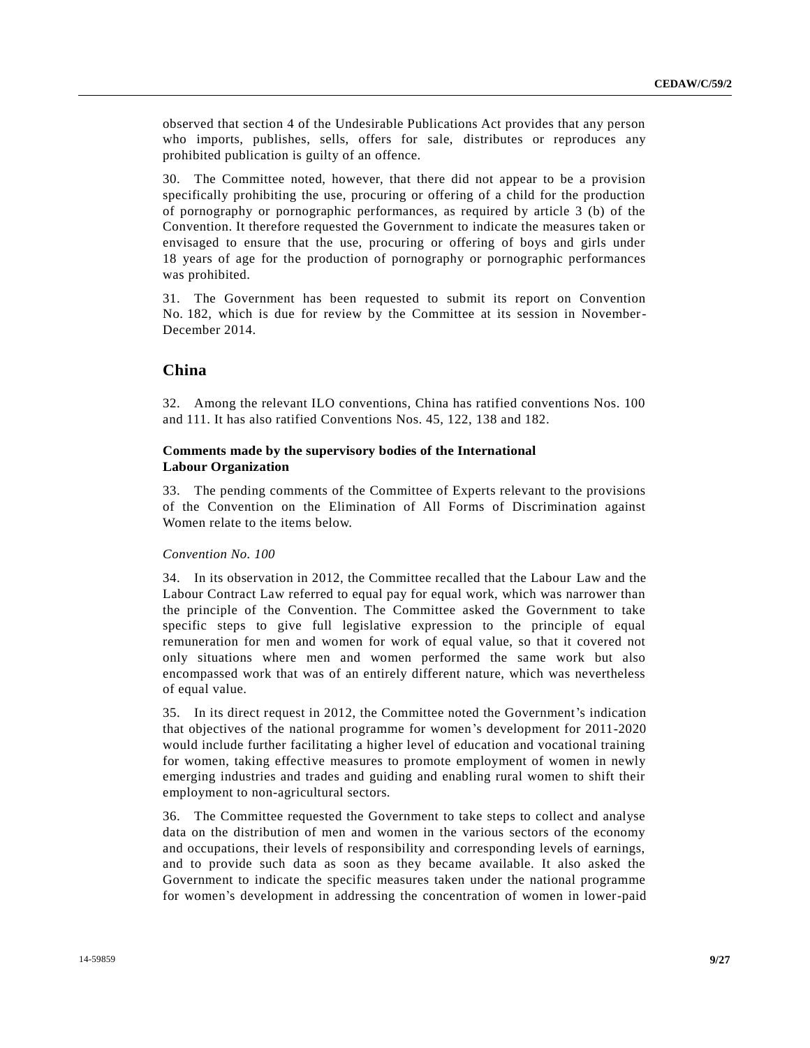observed that section 4 of the Undesirable Publications Act provides that any person who imports, publishes, sells, offers for sale, distributes or reproduces any prohibited publication is guilty of an offence.

30. The Committee noted, however, that there did not appear to be a provision specifically prohibiting the use, procuring or offering of a child for the production of pornography or pornographic performances, as required by article 3 (b) of the Convention. It therefore requested the Government to indicate the measures taken or envisaged to ensure that the use, procuring or offering of boys and girls under 18 years of age for the production of pornography or pornographic performances was prohibited.

31. The Government has been requested to submit its report on Convention No. 182, which is due for review by the Committee at its session in November-December 2014.

## China

32. Among the relevant ILO conventions, China has ratified conventions Nos. 100 and 111. It has also ratified Conventions Nos. 45, 122, 138 and 182.

### Comments made by the supervisory bodies of the International Labour Organization

33. The pending comments of the Committee of Experts relevant to the provisions of the Convention on the Elimination of All Forms of Discrimination against Women relate to the items below.

*Convention No. 100*

34. In its observation in 2012, the Committee recalled that the Labour Law and the Labour Contract Law referred to equal pay for equal work, which was narrower than the principle of the Convention. The Committee asked the Government to take specific steps to give full legislative expression to the principle of equal remuneration for men and women for work of equal value, so that it covered not only situations where men and women performed the same work but also encompassed work that was of an entirely different nature, which was nevertheless of equal value.

35. In its direct request in 2012, the Committee noted the Government's indication that objectives of the national programme for women's development for 2011-2020 would include further facilitating a higher level of education and vocational training for women, taking effective measures to promote employment of women in newly emerging industries and trades and guiding and enabling rural women to shift their employment to non-agricultural sectors.

36. The Committee requested the Government to take steps to collect and analyse data on the distribution of men and women in the various sectors of the economy and occupations, their levels of responsibility and corresponding levels of earnings, and to provide such data as soon as they became available. It also asked the Government to indicate the specific measures taken under the national programme for women's development in addressing the concentration of women in lower-paid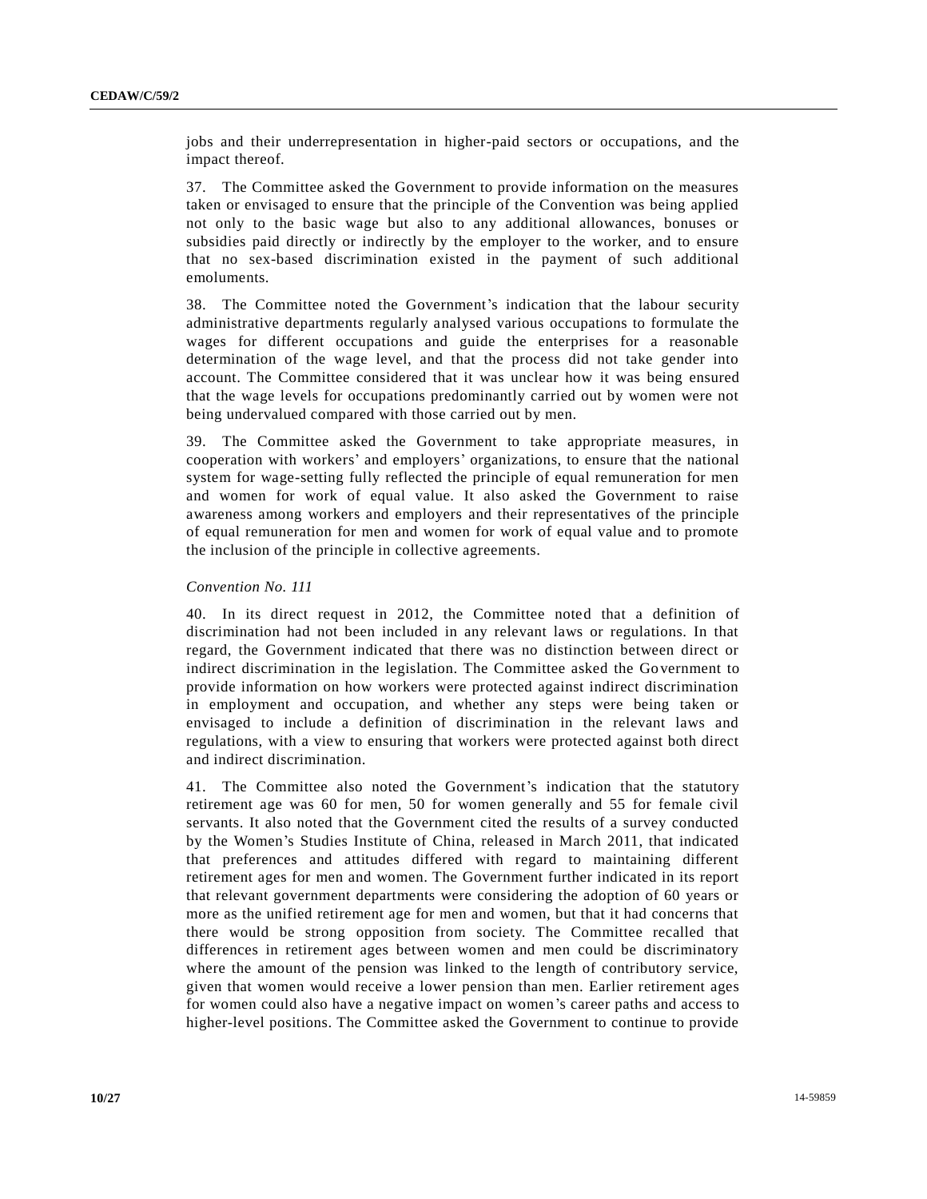jobs and their underrepresentation in higher-paid sectors or occupations, and the impact thereof.

37. The Committee asked the Government to provide information on the measures taken or envisaged to ensure that the principle of the Convention was being applied not only to the basic wage but also to any additional allowances, bonuses or subsidies paid directly or indirectly by the employer to the worker, and to ensure that no sex-based discrimination existed in the payment of such additional emoluments.

38. The Committee noted the Government's indication that the labour security administrative departments regularly analysed various occupations to formulate the wages for different occupations and guide the enterprises for a reasonable determination of the wage level, and that the process did not take gender into account. The Committee considered that it was unclear how it was being ensured that the wage levels for occupations predominantly carried out by women were not being undervalued compared with those carried out by men.

39. The Committee asked the Government to take appropriate measures, in cooperation with workers' and employers' organizations, to ensure that the national system for wage-setting fully reflected the principle of equal remuneration for men and women for work of equal value. It also asked the Government to raise awareness among workers and employers and their representatives of the principle of equal remuneration for men and women for work of equal value and to promote the inclusion of the principle in collective agreements.

*Convention No. 111*

40. In its direct request in 2012, the Committee noted that a definition of discrimination had not been included in any relevant laws or regulations. In that regard, the Government indicated that there was no distinction between direct or indirect discrimination in the legislation. The Committee asked the Government to provide information on how workers were protected against indirect discrimination in employment and occupation, and whether any steps were being taken or envisaged to include a definition of discrimination in the relevant laws and regulations, with a view to ensuring that workers were protected against both direct and indirect discrimination.

41. The Committee also noted the Government's indication that the statutory retirement age was 60 for men, 50 for women generally and 55 for female civil servants. It also noted that the Government cited the results of a survey conducted by the Women's Studies Institute of China, released in March 2011, that indicated that preferences and attitudes differed with regard to maintaining different retirement ages for men and women. The Government further indicated in its report that relevant government departments were considering the adoption of 60 years or more as the unified retirement age for men and women, but that it had concerns that there would be strong opposition from society. The Committee recalled that differences in retirement ages between women and men could be discriminatory where the amount of the pension was linked to the length of contributory service, given that women would receive a lower pension than men. Earlier retirement ages for women could also have a negative impact on women's career paths and access to higher-level positions. The Committee asked the Government to continue to provide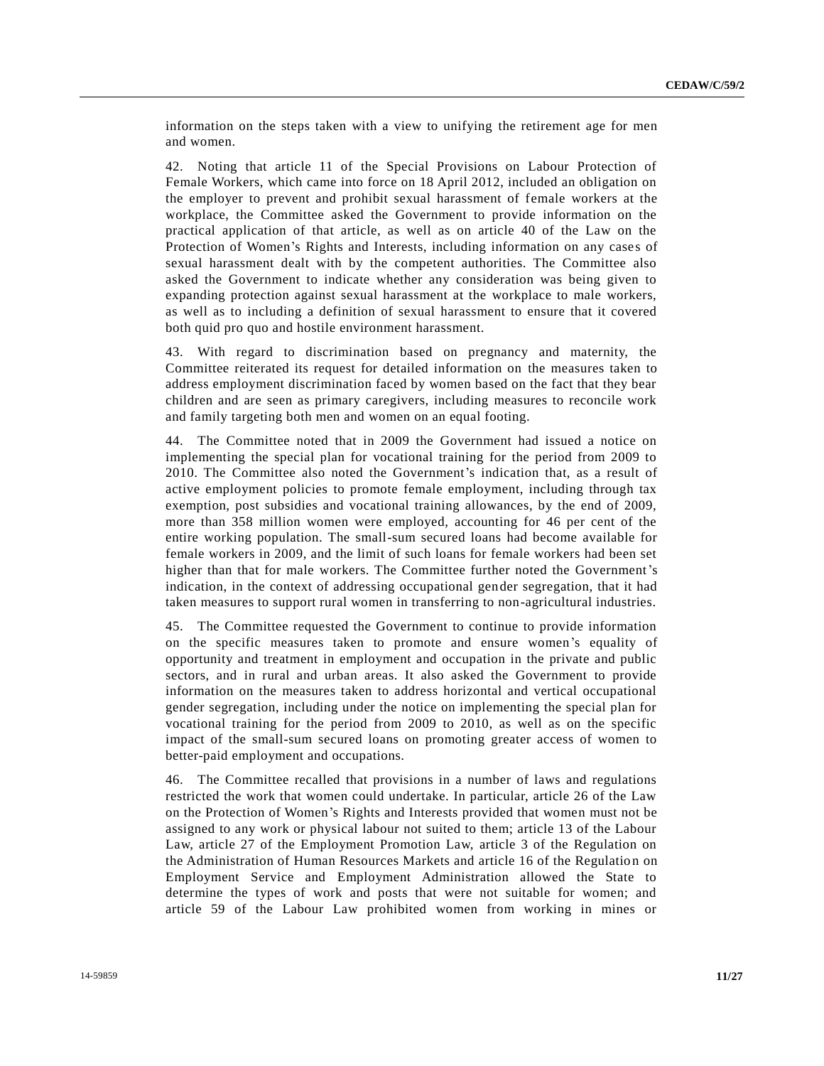information on the steps taken with a view to unifying the retirement age for men and women.

42. Noting that article 11 of the Special Provisions on Labour Protection of Female Workers, which came into force on 18 April 2012, included an obligation on the employer to prevent and prohibit sexual harassment of female workers at the workplace, the Committee asked the Government to provide information on the practical application of that article, as well as on article 40 of the Law on the Protection of Women's Rights and Interests, including information on any cases of sexual harassment dealt with by the competent authorities. The Committee also asked the Government to indicate whether any consideration was being given to expanding protection against sexual harassment at the workplace to male workers, as well as to including a definition of sexual harassment to ensure that it covered both quid pro quo and hostile environment harassment.

43. With regard to discrimination based on pregnancy and maternity, the Committee reiterated its request for detailed information on the measures taken to address employment discrimination faced by women based on the fact that they bear children and are seen as primary caregivers, including measures to reconcile work and family targeting both men and women on an equal footing.

44. The Committee noted that in 2009 the Government had issued a notice on implementing the special plan for vocational training for the period from 2009 to 2010. The Committee also noted the Government's indication that, as a result of active employment policies to promote female employment, including through tax exemption, post subsidies and vocational training allowances, by the end of 2009, more than 358 million women were employed, accounting for 46 per cent of the entire working population. The small-sum secured loans had become available for female workers in 2009, and the limit of such loans for female workers had been set higher than that for male workers. The Committee further noted the Government's indication, in the context of addressing occupational gender segregation, that it had taken measures to support rural women in transferring to non-agricultural industries.

45. The Committee requested the Government to continue to provide information on the specific measures taken to promote and ensure women's equality of opportunity and treatment in employment and occupation in the private and public sectors, and in rural and urban areas. It also asked the Government to provide information on the measures taken to address horizontal and vertical occupational gender segregation, including under the notice on implementing the special plan for vocational training for the period from 2009 to 2010, as well as on the specific impact of the small-sum secured loans on promoting greater access of women to better-paid employment and occupations.

46. The Committee recalled that provisions in a number of laws and regulations restricted the work that women could undertake. In particular, article 26 of the Law on the Protection of Women's Rights and Interests provided that women must not be assigned to any work or physical labour not suited to them; article 13 of the Labour Law, article 27 of the Employment Promotion Law, article 3 of the Regulation on the Administration of Human Resources Markets and article 16 of the Regulation on Employment Service and Employment Administration allowed the State to determine the types of work and posts that were not suitable for women; and article 59 of the Labour Law prohibited women from working in mines or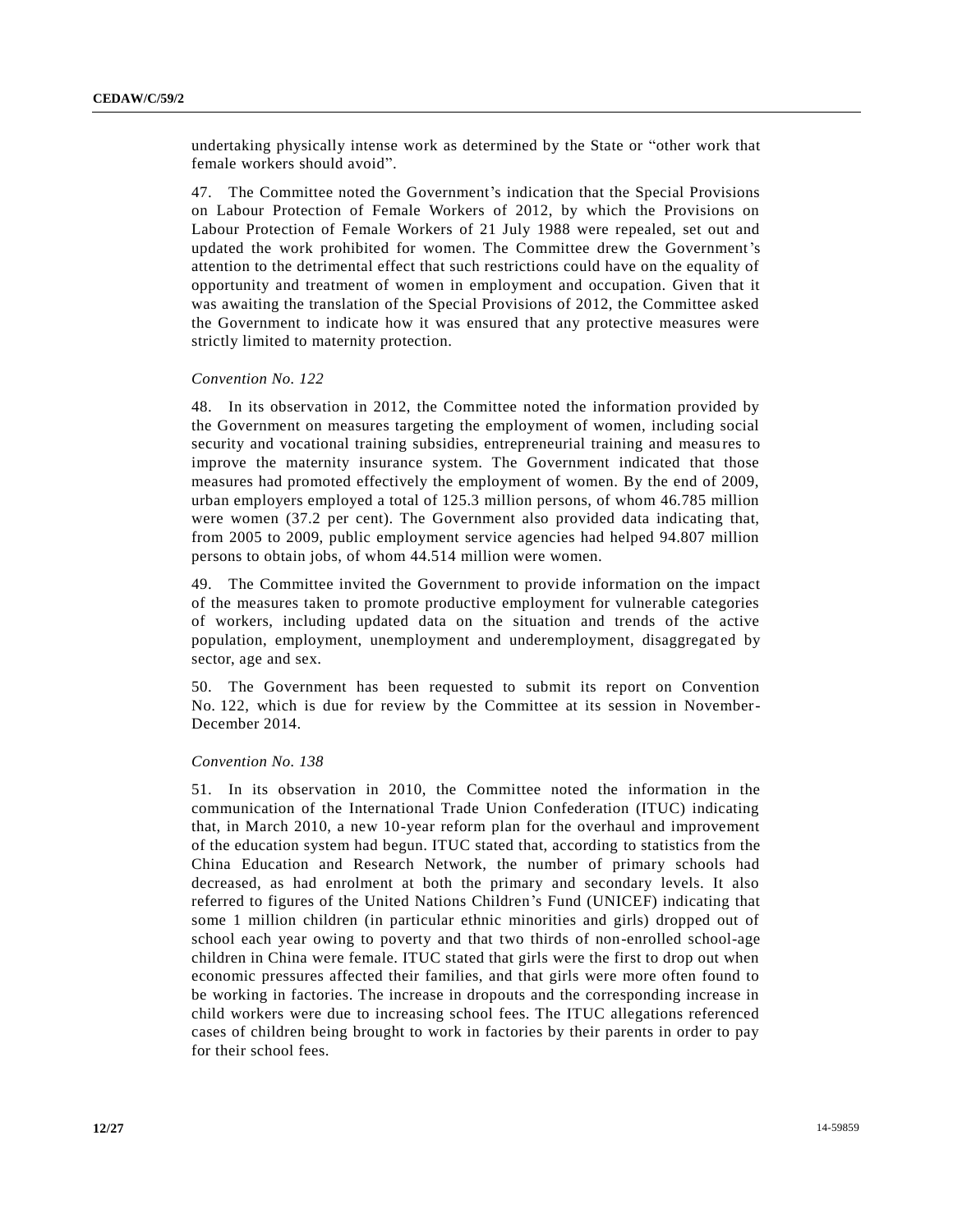undertaking physically intense work as determined by the State or "other work that female workers should avoid".

47. The Committee noted the Government's indication that the Special Provisions on Labour Protection of Female Workers of 2012, by which the Provisions on Labour Protection of Female Workers of 21 July 1988 were repealed, set out and updated the work prohibited for women. The Committee drew the Government's attention to the detrimental effect that such restrictions could have on the equality of opportunity and treatment of women in employment and occupation. Given that it was awaiting the translation of the Special Provisions of 2012, the Committee asked the Government to indicate how it was ensured that any protective measures were strictly limited to maternity protection.

*Convention No. 122*

48. In its observation in 2012, the Committee noted the information provided by the Government on measures targeting the employment of women, including social security and vocational training subsidies, entrepreneurial training and measures to improve the maternity insurance system. The Government indicated that those measures had promoted effectively the employment of women. By the end of 2009, urban employers employed a total of 125.3 million persons, of whom 46.785 million were women (37.2 per cent). The Government also provided data indicating that, from 2005 to 2009, public employment service agencies had helped 94.807 million persons to obtain jobs, of whom 44.514 million were women.

49. The Committee invited the Government to provide information on the impact of the measures taken to promote productive employment for vulnerable categories of workers, including updated data on the situation and trends of the active population, employment, unemployment and underemployment, disaggregated by sector, age and sex.

50. The Government has been requested to submit its report on Convention No. 122, which is due for review by the Committee at its session in November-December 2014.

*Convention No. 138*

51. In its observation in 2010, the Committee noted the information in the communication of the International Trade Union Confederation (ITUC) indicating that, in March 2010, a new 10-year reform plan for the overhaul and improvement of the education system had begun. ITUC stated that, according to statistics from the China Education and Research Network, the number of primary schools had decreased, as had enrolment at both the primary and secondary levels. It also referred to figures of the United Nations Children's Fund (UNICEF) indicating that some 1 million children (in particular ethnic minorities and girls) dropped out of school each year owing to poverty and that two thirds of non-enrolled school-age children in China were female. ITUC stated that girls were the first to drop out when economic pressures affected their families, and that girls were more often found to be working in factories. The increase in dropouts and the corresponding increase in child workers were due to increasing school fees. The ITUC allegations referenced cases of children being brought to work in factories by their parents in order to pay for their school fees.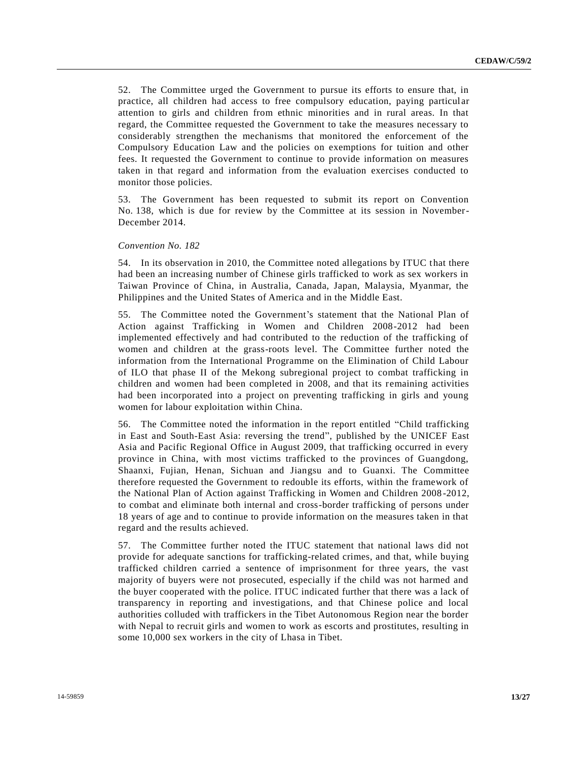52. The Committee urged the Government to pursue its efforts to ensure that, in practice, all children had access to free compulsory education, paying particular attention to girls and children from ethnic minorities and in rural areas. In that regard, the Committee requested the Government to take the measures necessary to considerably strengthen the mechanisms that monitored the enforcement of the Compulsory Education Law and the policies on exemptions for tuition and other fees. It requested the Government to continue to provide information on measures taken in that regard and information from the evaluation exercises conducted to monitor those policies.

53. The Government has been requested to submit its report on Convention No. 138, which is due for review by the Committee at its session in November-December 2014.

*Convention No. 182*

54. In its observation in 2010, the Committee noted allegations by ITUC that there had been an increasing number of Chinese girls trafficked to work as sex workers in Taiwan Province of China, in Australia, Canada, Japan, Malaysia, Myanmar, the Philippines and the United States of America and in the Middle East.

55. The Committee noted the Government's statement that the National Plan of Action against Trafficking in Women and Children 2008-2012 had been implemented effectively and had contributed to the reduction of the trafficking of women and children at the grass-roots level. The Committee further noted the information from the International Programme on the Elimination of Child Labour of ILO that phase II of the Mekong subregional project to combat trafficking in children and women had been completed in 2008, and that its remaining activities had been incorporated into a project on preventing trafficking in girls and young women for labour exploitation within China.

56. The Committee noted the information in the report entitled "Child trafficking in East and South-East Asia: reversing the trend", published by the UNICEF East Asia and Pacific Regional Office in August 2009, that trafficking occurred in every province in China, with most victims trafficked to the provinces of Guangdong, Shaanxi, Fujian, Henan, Sichuan and Jiangsu and to Guanxi. The Committee therefore requested the Government to redouble its efforts, within the framework of the National Plan of Action against Trafficking in Women and Children 2008-2012, to combat and eliminate both internal and cross-border trafficking of persons under 18 years of age and to continue to provide information on the measures taken in that regard and the results achieved.

57. The Committee further noted the ITUC statement that national laws did not provide for adequate sanctions for trafficking-related crimes, and that, while buying trafficked children carried a sentence of imprisonment for three years, the vast majority of buyers were not prosecuted, especially if the child was not harmed and the buyer cooperated with the police. ITUC indicated further that there was a lack of transparency in reporting and investigations, and that Chinese police and local authorities colluded with traffickers in the Tibet Autonomous Region near the border with Nepal to recruit girls and women to work as escorts and prostitutes, resulting in some 10,000 sex workers in the city of Lhasa in Tibet.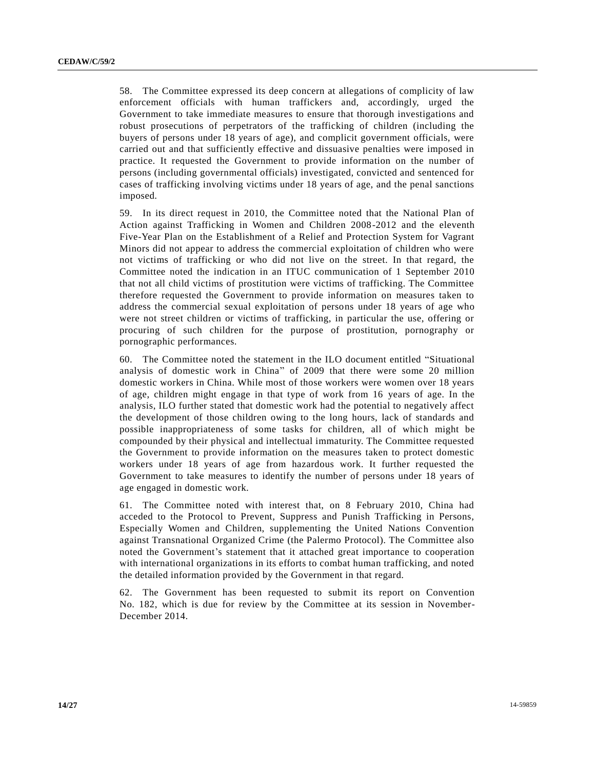58. The Committee expressed its deep concern at allegations of complicity of law enforcement officials with human traffickers and, accordingly, urged the Government to take immediate measures to ensure that thorough investigations and robust prosecutions of perpetrators of the trafficking of children (including the buyers of persons under 18 years of age), and complicit government officials, were carried out and that sufficiently effective and dissuasive penalties were imposed in practice. It requested the Government to provide information on the number of persons (including governmental officials) investigated, convicted and sentenced for cases of trafficking involving victims under 18 years of age, and the penal sanctions imposed.

59. In its direct request in 2010, the Committee noted that the National Plan of Action against Trafficking in Women and Children 2008-2012 and the eleventh Five-Year Plan on the Establishment of a Relief and Protection System for Vagrant Minors did not appear to address the commercial exploitation of children who were not victims of trafficking or who did not live on the street. In that regard, the Committee noted the indication in an ITUC communication of 1 September 2010 that not all child victims of prostitution were victims of trafficking. The Committee therefore requested the Government to provide information on measures taken to address the commercial sexual exploitation of persons under 18 years of age who were not street children or victims of trafficking, in particular the use, offering or procuring of such children for the purpose of prostitution, pornography or pornographic performances.

60. The Committee noted the statement in the ILO document entitled "Situational analysis of domestic work in China" of 2009 that there were some 20 million domestic workers in China. While most of those workers were women over 18 years of age, children might engage in that type of work from 16 years of age. In the analysis, ILO further stated that domestic work had the potential to negatively affect the development of those children owing to the long hours, lack of standards and possible inappropriateness of some tasks for children, all of which might be compounded by their physical and intellectual immaturity. The Committee requested the Government to provide information on the measures taken to protect domestic workers under 18 years of age from hazardous work. It further requested the Government to take measures to identify the number of persons under 18 years of age engaged in domestic work.

61. The Committee noted with interest that, on 8 February 2010, China had acceded to the Protocol to Prevent, Suppress and Punish Trafficking in Persons, Especially Women and Children, supplementing the United Nations Convention against Transnational Organized Crime (the Palermo Protocol). The Committee also noted the Government's statement that it attached great importance to cooperation with international organizations in its efforts to combat human trafficking, and noted the detailed information provided by the Government in that regard.

62. The Government has been requested to submit its report on Convention No. 182, which is due for review by the Committee at its session in November-December 2014.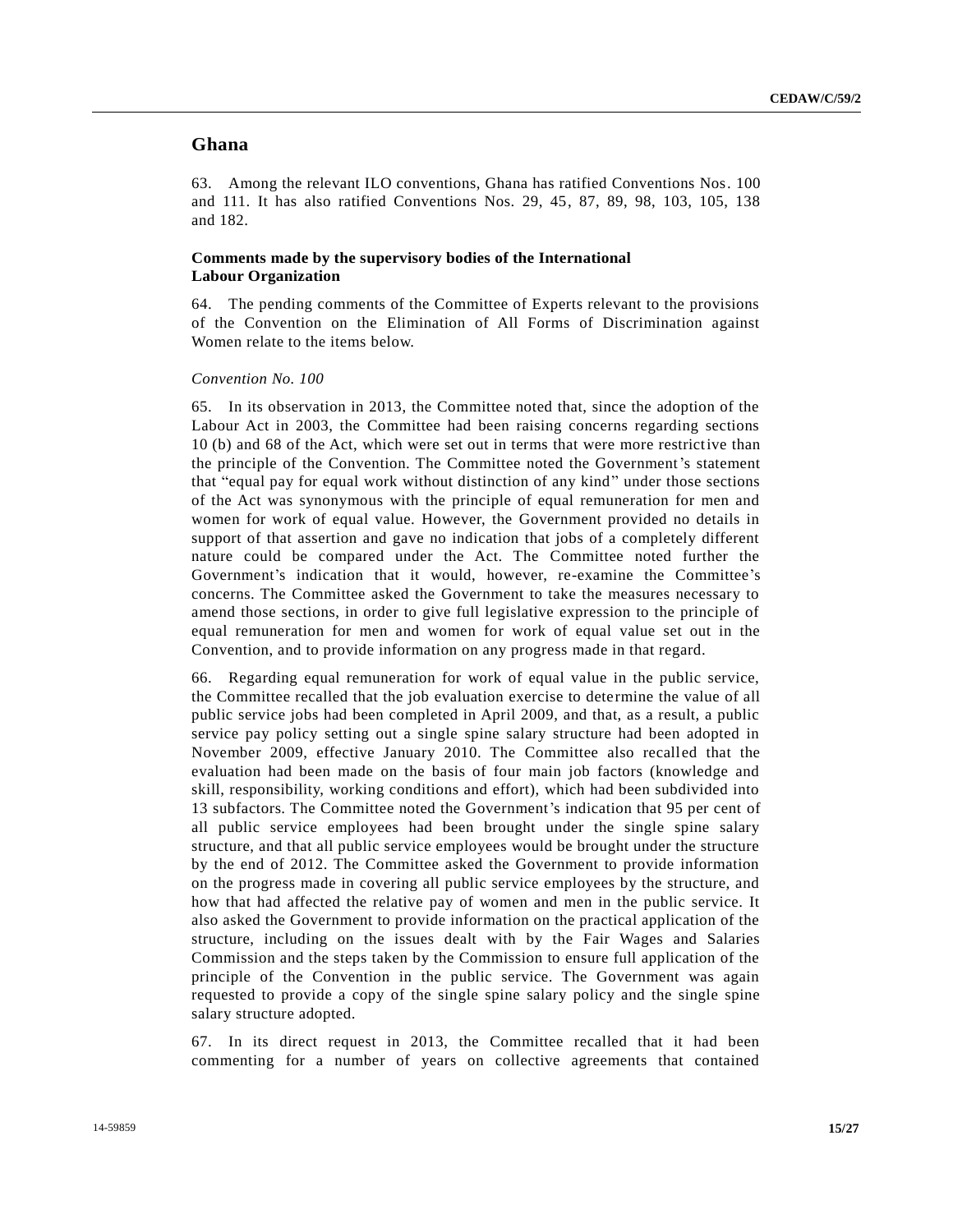## Ghana

63. Among the relevant ILO conventions, Ghana has ratified Conventions Nos. 100 and 111. It has also ratified Conventions Nos. 29, 45, 87, 89, 98, 103, 105, 138 and 182.

### Comments made by the supervisory bodies of the International Labour Organization

64. The pending comments of the Committee of Experts relevant to the provisions of the Convention on the Elimination of All Forms of Discrimination against Women relate to the items below.

*Convention No. 100*

65. In its observation in 2013, the Committee noted that, since the adoption of the Labour Act in 2003, the Committee had been raising concerns regarding sections 10 (b) and 68 of the Act, which were set out in terms that were more restrictive than the principle of the Convention. The Committee noted the Government's statement that "equal pay for equal work without distinction of any kind" under those sections of the Act was synonymous with the principle of equal remuneration for men and women for work of equal value. However, the Government provided no details in support of that assertion and gave no indication that jobs of a completely different nature could be compared under the Act. The Committee noted further the Government's indication that it would, however, re-examine the Committee's concerns. The Committee asked the Government to take the measures necessary to amend those sections, in order to give full legislative expression to the principle of equal remuneration for men and women for work of equal value set out in the Convention, and to provide information on any progress made in that regard.

66. Regarding equal remuneration for work of equal value in the public service, the Committee recalled that the job evaluation exercise to determine the value of all public service jobs had been completed in April 2009, and that, as a result, a public service pay policy setting out a single spine salary structure had been adopted in November 2009, effective January 2010. The Committee also recalled that the evaluation had been made on the basis of four main job factors (knowledge and skill, responsibility, working conditions and effort), which had been subdivided into 13 subfactors. The Committee noted the Government's indication that 95 per cent of all public service employees had been brought under the single spine salary structure, and that all public service employees would be brought under the structure by the end of 2012. The Committee asked the Government to provide information on the progress made in covering all public service employees by the structure, and how that had affected the relative pay of women and men in the public service. It also asked the Government to provide information on the practical application of the structure, including on the issues dealt with by the Fair Wages and Salaries Commission and the steps taken by the Commission to ensure full application of the principle of the Convention in the public service. The Government was again requested to provide a copy of the single spine salary policy and the single spine salary structure adopted.

67. In its direct request in 2013, the Committee recalled that it had been commenting for a number of years on collective agreements that contained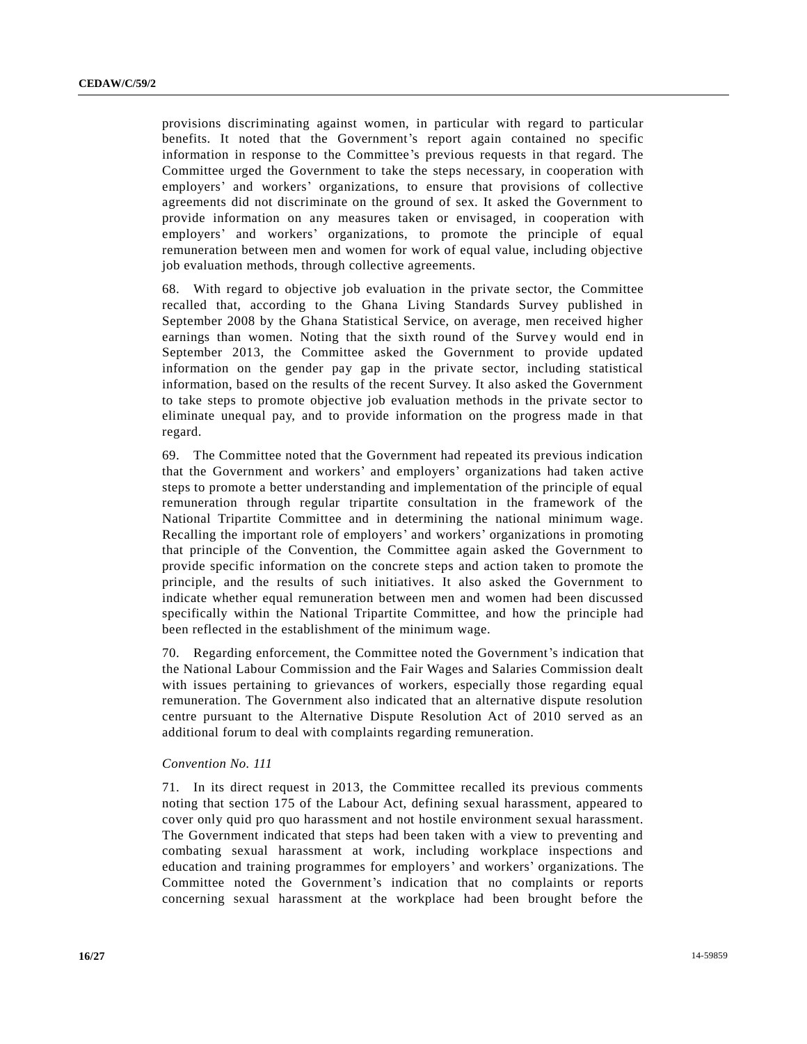provisions discriminating against women, in particular with regard to particular benefits. It noted that the Government's report again contained no specific information in response to the Committee's previous requests in that regard. The Committee urged the Government to take the steps necessary, in cooperation with employers' and workers' organizations, to ensure that provisions of collective agreements did not discriminate on the ground of sex. It asked the Government to provide information on any measures taken or envisaged, in cooperation with employers' and workers' organizations, to promote the principle of equal remuneration between men and women for work of equal value, including objective job evaluation methods, through collective agreements.

68. With regard to objective job evaluation in the private sector, the Committee recalled that, according to the Ghana Living Standards Survey published in September 2008 by the Ghana Statistical Service, on average, men received higher earnings than women. Noting that the sixth round of the Survey would end in September 2013, the Committee asked the Government to provide updated information on the gender pay gap in the private sector, including statistical information, based on the results of the recent Survey. It also asked the Government to take steps to promote objective job evaluation methods in the private sector to eliminate unequal pay, and to provide information on the progress made in that regard.

69. The Committee noted that the Government had repeated its previous indication that the Government and workers' and employers' organizations had taken active steps to promote a better understanding and implementation of the principle of equal remuneration through regular tripartite consultation in the framework of the National Tripartite Committee and in determining the national minimum wage. Recalling the important role of employers' and workers' organizations in promoting that principle of the Convention, the Committee again asked the Government to provide specific information on the concrete steps and action taken to promote the principle, and the results of such initiatives. It also asked the Government to indicate whether equal remuneration between men and women had been discussed specifically within the National Tripartite Committee, and how the principle had been reflected in the establishment of the minimum wage.

70. Regarding enforcement, the Committee noted the Government's indication that the National Labour Commission and the Fair Wages and Salaries Commission dealt with issues pertaining to grievances of workers, especially those regarding equal remuneration. The Government also indicated that an alternative dispute resolution centre pursuant to the Alternative Dispute Resolution Act of 2010 served as an additional forum to deal with complaints regarding remuneration.

*Convention No. 111*

71. In its direct request in 2013, the Committee recalled its previous comments noting that section 175 of the Labour Act, defining sexual harassment, appeared to cover only quid pro quo harassment and not hostile environment sexual harassment. The Government indicated that steps had been taken with a view to preventing and combating sexual harassment at work, including workplace inspections and education and training programmes for employers' and workers' organizations. The Committee noted the Government's indication that no complaints or reports concerning sexual harassment at the workplace had been brought before the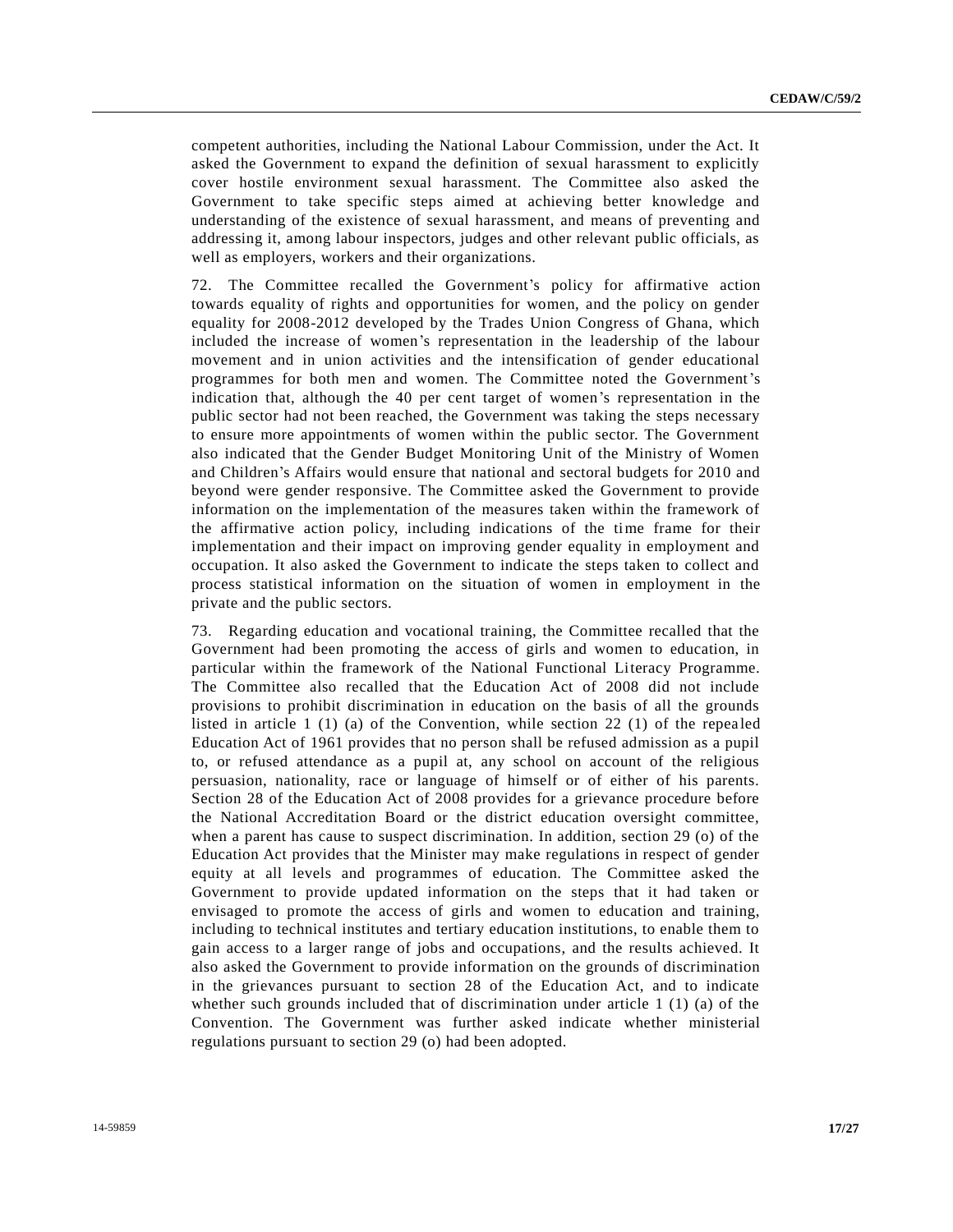competent authorities, including the National Labour Commission, under the Act. It asked the Government to expand the definition of sexual harassment to explicitly cover hostile environment sexual harassment. The Committee also asked the Government to take specific steps aimed at achieving better knowledge and understanding of the existence of sexual harassment, and means of preventing and addressing it, among labour inspectors, judges and other relevant public officials, as well as employers, workers and their organizations.

72. The Committee recalled the Government's policy for affirmative action towards equality of rights and opportunities for women, and the policy on gender equality for 2008-2012 developed by the Trades Union Congress of Ghana, which included the increase of women's representation in the leadership of the labour movement and in union activities and the intensification of gender educational programmes for both men and women. The Committee noted the Government's indication that, although the 40 per cent target of women's representation in the public sector had not been reached, the Government was taking the steps necessary to ensure more appointments of women within the public sector. The Government also indicated that the Gender Budget Monitoring Unit of the Ministry of Women and Children's Affairs would ensure that national and sectoral budgets for 2010 and beyond were gender responsive. The Committee asked the Government to provide information on the implementation of the measures taken within the framework of the affirmative action policy, including indications of the time frame for their implementation and their impact on improving gender equality in employment and occupation. It also asked the Government to indicate the steps taken to collect and process statistical information on the situation of women in employment in the private and the public sectors.

73. Regarding education and vocational training, the Committee recalled that the Government had been promoting the access of girls and women to education, in particular within the framework of the National Functional Literacy Programme. The Committee also recalled that the Education Act of 2008 did not include provisions to prohibit discrimination in education on the basis of all the grounds listed in article 1 (1) (a) of the Convention, while section 22 (1) of the repealed Education Act of 1961 provides that no person shall be refused admission as a pupil to, or refused attendance as a pupil at, any school on account of the religious persuasion, nationality, race or language of himself or of either of his parents. Section 28 of the Education Act of 2008 provides for a grievance procedure before the National Accreditation Board or the district education oversight committee, when a parent has cause to suspect discrimination. In addition, section 29 (o) of the Education Act provides that the Minister may make regulations in respect of gender equity at all levels and programmes of education. The Committee asked the Government to provide updated information on the steps that it had taken or envisaged to promote the access of girls and women to education and training, including to technical institutes and tertiary education institutions, to enable them to gain access to a larger range of jobs and occupations, and the results achieved. It also asked the Government to provide information on the grounds of discrimination in the grievances pursuant to section 28 of the Education Act, and to indicate whether such grounds included that of discrimination under article 1 (1) (a) of the Convention. The Government was further asked indicate whether ministerial regulations pursuant to section 29 (o) had been adopted.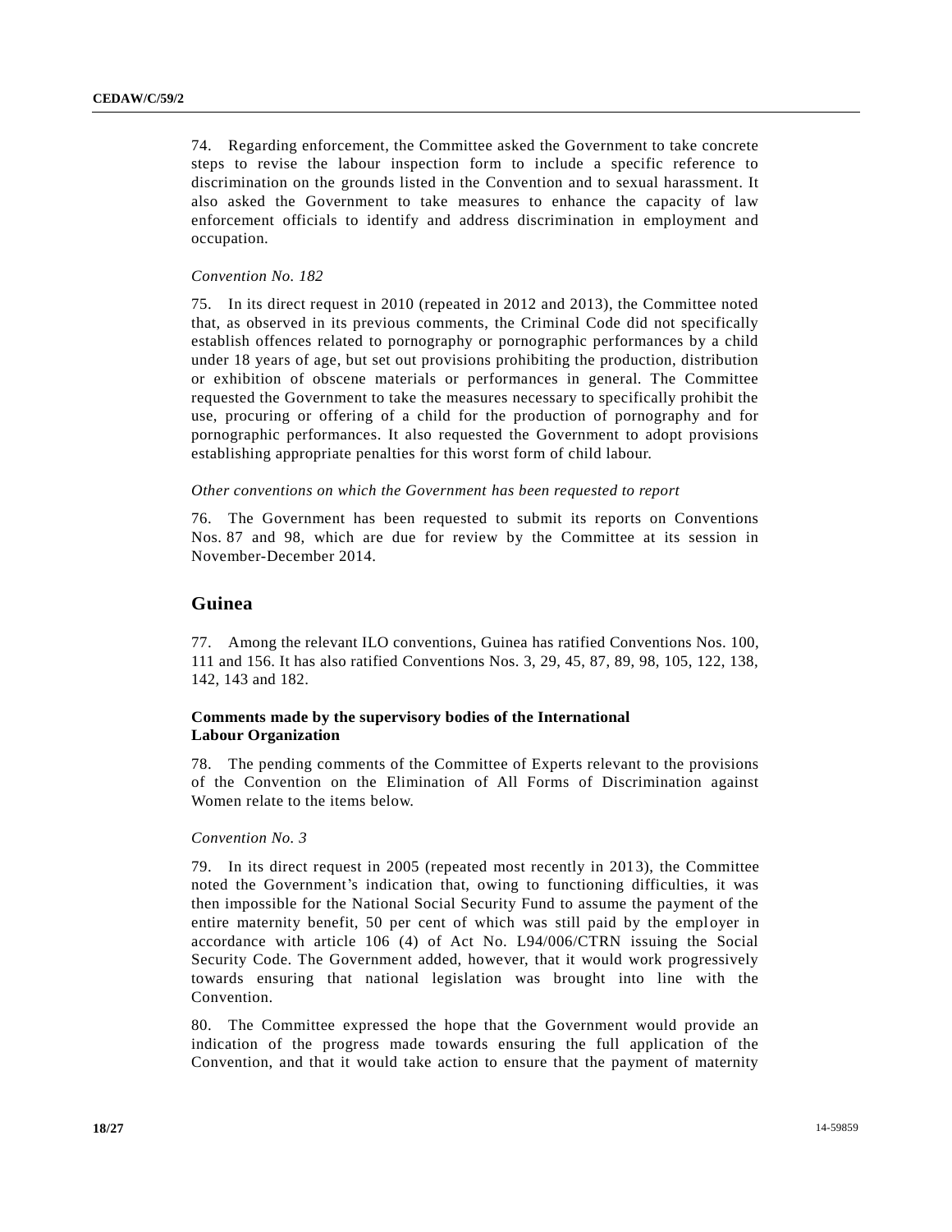74. Regarding enforcement, the Committee asked the Government to take concrete steps to revise the labour inspection form to include a specific reference to discrimination on the grounds listed in the Convention and to sexual harassment. It also asked the Government to take measures to enhance the capacity of law enforcement officials to identify and address discrimination in employment and occupation.

*Convention No. 182*

75. In its direct request in 2010 (repeated in 2012 and 2013), the Committee noted that, as observed in its previous comments, the Criminal Code did not specifically establish offences related to pornography or pornographic performances by a child under 18 years of age, but set out provisions prohibiting the production, distribution or exhibition of obscene materials or performances in general. The Committee requested the Government to take the measures necessary to specifically prohibit the use, procuring or offering of a child for the production of pornography and for pornographic performances. It also requested the Government to adopt provisions establishing appropriate penalties for this worst form of child labour.

*Other conventions on which the Government has been requested to report*

76. The Government has been requested to submit its reports on Conventions Nos. 87 and 98, which are due for review by the Committee at its session in November-December 2014.

## Guinea

77. Among the relevant ILO conventions, Guinea has ratified Conventions Nos. 100, 111 and 156. It has also ratified Conventions Nos. 3, 29, 45, 87, 89, 98, 105, 122, 138, 142, 143 and 182.

### Comments made by the supervisory bodies of the International Labour Organization

78. The pending comments of the Committee of Experts relevant to the provisions of the Convention on the Elimination of All Forms of Discrimination against Women relate to the items below.

*Convention No. 3*

79. In its direct request in 2005 (repeated most recently in 2013), the Committee noted the Government's indication that, owing to functioning difficulties, it was then impossible for the National Social Security Fund to assume the payment of the entire maternity benefit, 50 per cent of which was still paid by the employer in accordance with article 106 (4) of Act No. L94/006/CTRN issuing the Social Security Code. The Government added, however, that it would work progressively towards ensuring that national legislation was brought into line with the Convention.

80. The Committee expressed the hope that the Government would provide an indication of the progress made towards ensuring the full application of the Convention, and that it would take action to ensure that the payment of maternity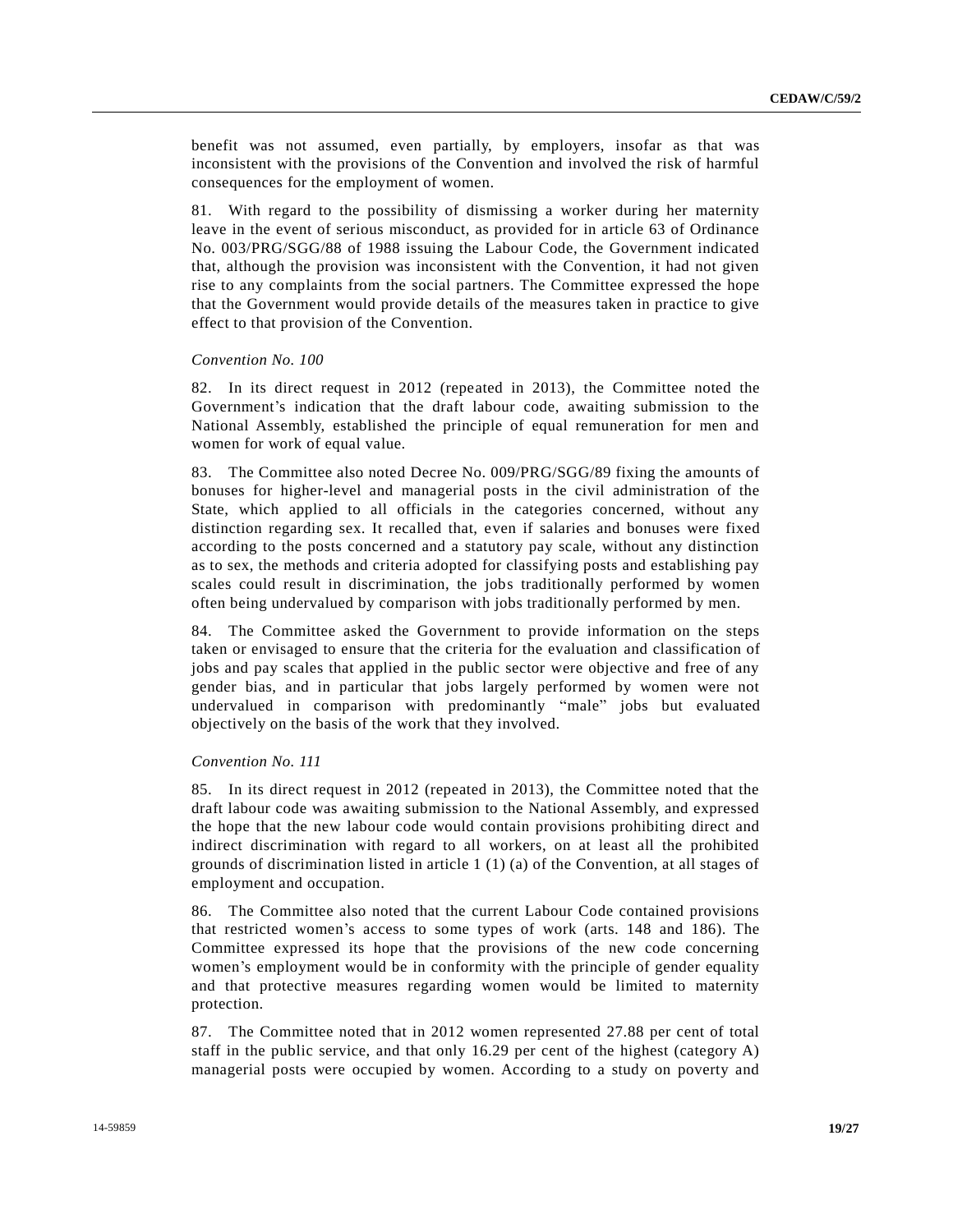benefit was not assumed, even partially, by employers, insofar as that was inconsistent with the provisions of the Convention and involved the risk of harmful consequences for the employment of women.

81. With regard to the possibility of dismissing a worker during her maternity leave in the event of serious misconduct, as provided for in article 63 of Ordinance No. 003/PRG/SGG/88 of 1988 issuing the Labour Code, the Government indicated that, although the provision was inconsistent with the Convention, it had not given rise to any complaints from the social partners. The Committee expressed the hope that the Government would provide details of the measures taken in practice to give effect to that provision of the Convention.

*Convention No. 100*

82. In its direct request in 2012 (repeated in 2013), the Committee noted the Government's indication that the draft labour code, awaiting submission to the National Assembly, established the principle of equal remuneration for men and women for work of equal value.

83. The Committee also noted Decree No. 009/PRG/SGG/89 fixing the amounts of bonuses for higher-level and managerial posts in the civil administration of the State, which applied to all officials in the categories concerned, without any distinction regarding sex. It recalled that, even if salaries and bonuses were fixed according to the posts concerned and a statutory pay scale, without any distinction as to sex, the methods and criteria adopted for classifying posts and establishing pay scales could result in discrimination, the jobs traditionally performed by women often being undervalued by comparison with jobs traditionally performed by men.

84. The Committee asked the Government to provide information on the steps taken or envisaged to ensure that the criteria for the evaluation and classification of jobs and pay scales that applied in the public sector were objective and free of any gender bias, and in particular that jobs largely performed by women were not undervalued in comparison with predominantly "male" jobs but evaluated objectively on the basis of the work that they involved.

*Convention No. 111*

85. In its direct request in 2012 (repeated in 2013), the Committee noted that the draft labour code was awaiting submission to the National Assembly, and expressed the hope that the new labour code would contain provisions prohibiting direct and indirect discrimination with regard to all workers, on at least all the prohibited grounds of discrimination listed in article 1 (1) (a) of the Convention, at all stages of employment and occupation.

86. The Committee also noted that the current Labour Code contained provisions that restricted women's access to some types of work (arts. 148 and 186). The Committee expressed its hope that the provisions of the new code concerning women's employment would be in conformity with the principle of gender equality and that protective measures regarding women would be limited to maternity protection.

87. The Committee noted that in 2012 women represented 27.88 per cent of total staff in the public service, and that only 16.29 per cent of the highest (category A) managerial posts were occupied by women. According to a study on poverty and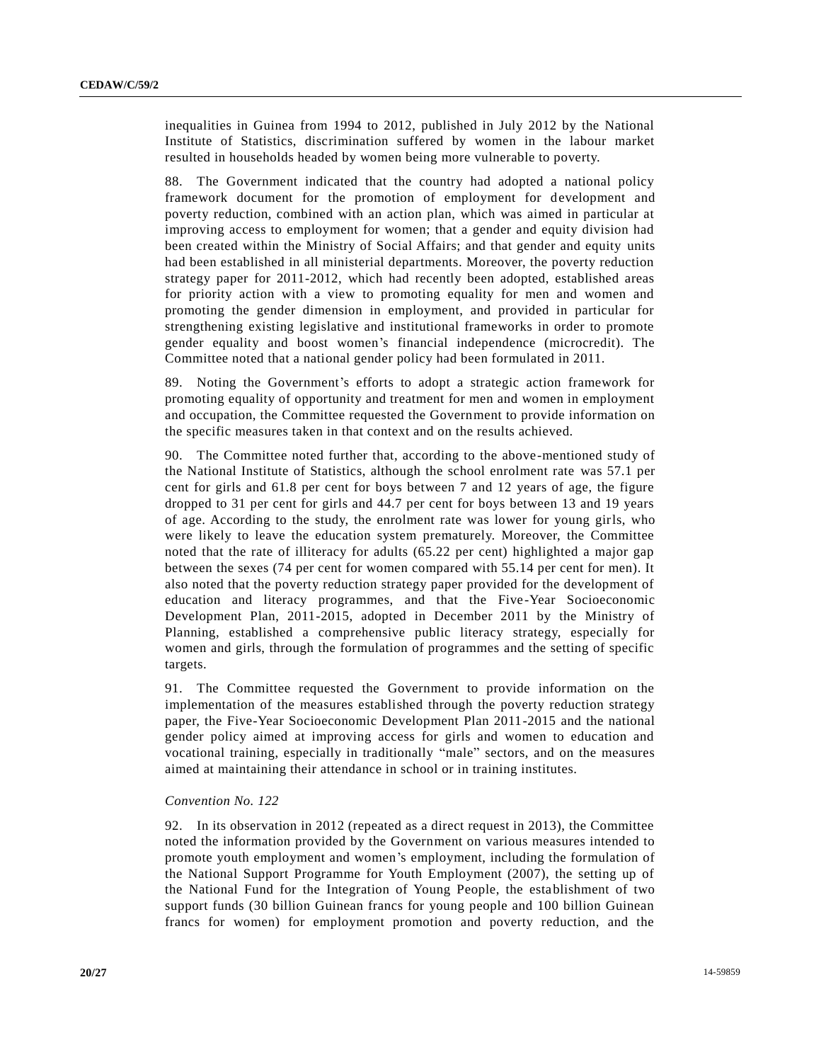inequalities in Guinea from 1994 to 2012, published in July 2012 by the National Institute of Statistics, discrimination suffered by women in the labour market resulted in households headed by women being more vulnerable to poverty.

88. The Government indicated that the country had adopted a national policy framework document for the promotion of employment for development and poverty reduction, combined with an action plan, which was aimed in particular at improving access to employment for women; that a gender and equity division had been created within the Ministry of Social Affairs; and that gender and equity units had been established in all ministerial departments. Moreover, the poverty reduction strategy paper for 2011-2012, which had recently been adopted, established areas for priority action with a view to promoting equality for men and women and promoting the gender dimension in employment, and provided in particular for strengthening existing legislative and institutional frameworks in order to promote gender equality and boost women's financial independence (microcredit). The Committee noted that a national gender policy had been formulated in 2011.

89. Noting the Government's efforts to adopt a strategic action framework for promoting equality of opportunity and treatment for men and women in employment and occupation, the Committee requested the Government to provide information on the specific measures taken in that context and on the results achieved.

90. The Committee noted further that, according to the above-mentioned study of the National Institute of Statistics, although the school enrolment rate was 57.1 per cent for girls and 61.8 per cent for boys between 7 and 12 years of age, the figure dropped to 31 per cent for girls and 44.7 per cent for boys between 13 and 19 years of age. According to the study, the enrolment rate was lower for young girls, who were likely to leave the education system prematurely. Moreover, the Committee noted that the rate of illiteracy for adults (65.22 per cent) highlighted a major gap between the sexes (74 per cent for women compared with 55.14 per cent for men). It also noted that the poverty reduction strategy paper provided for the development of education and literacy programmes, and that the Five-Year Socioeconomic Development Plan, 2011-2015, adopted in December 2011 by the Ministry of Planning, established a comprehensive public literacy strategy, especially for women and girls, through the formulation of programmes and the setting of specific targets.

91. The Committee requested the Government to provide information on the implementation of the measures established through the poverty reduction strategy paper, the Five-Year Socioeconomic Development Plan 2011-2015 and the national gender policy aimed at improving access for girls and women to education and vocational training, especially in traditionally "male" sectors, and on the measures aimed at maintaining their attendance in school or in training institutes.

*Convention No. 122*

92. In its observation in 2012 (repeated as a direct request in 2013), the Committee noted the information provided by the Government on various measures intended to promote youth employment and women's employment, including the formulation of the National Support Programme for Youth Employment (2007), the setting up of the National Fund for the Integration of Young People, the establishment of two support funds (30 billion Guinean francs for young people and 100 billion Guinean francs for women) for employment promotion and poverty reduction, and the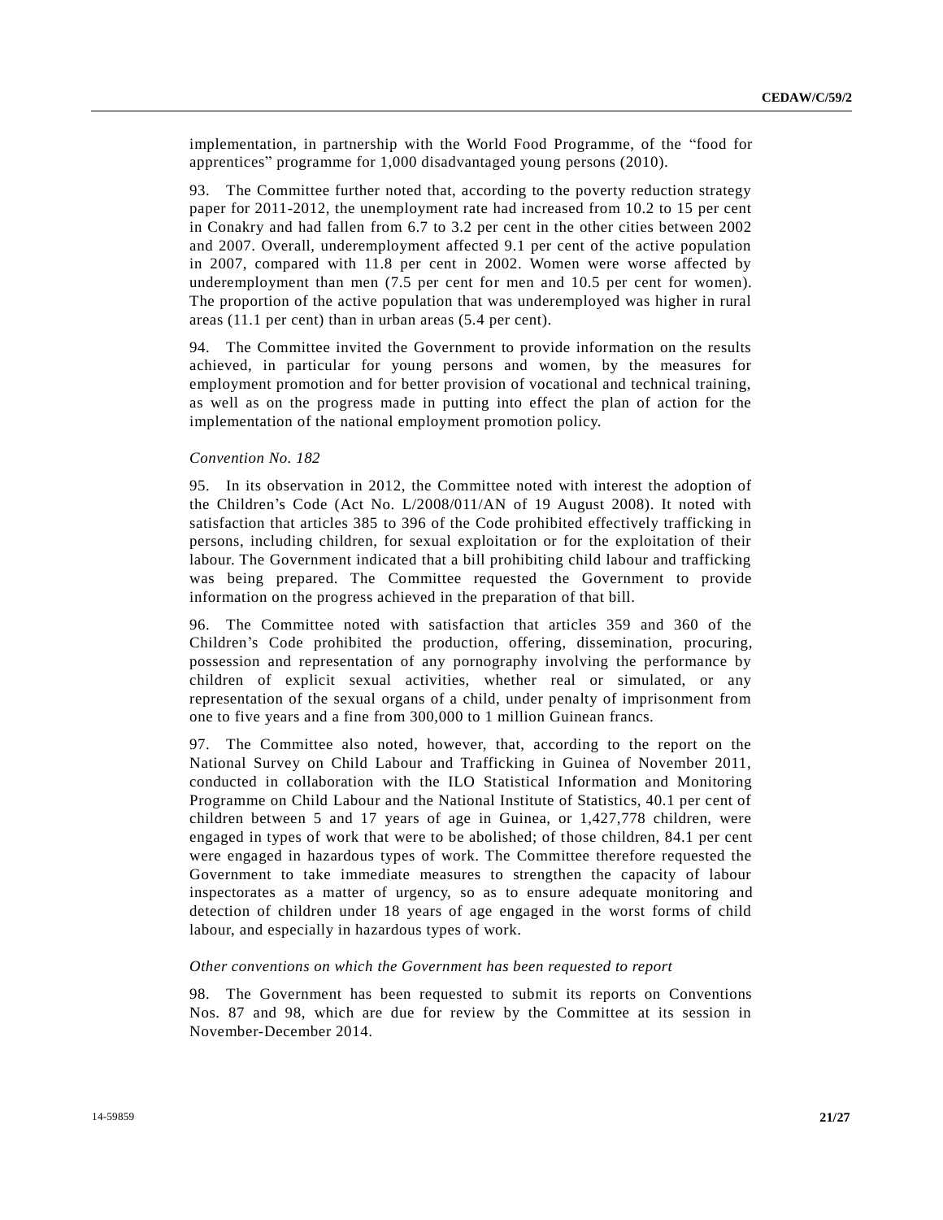implementation, in partnership with the World Food Programme, of the "food for apprentices" programme for 1,000 disadvantaged young persons (2010).

93. The Committee further noted that, according to the poverty reduction strategy paper for 2011-2012, the unemployment rate had increased from 10.2 to 15 per cent in Conakry and had fallen from 6.7 to 3.2 per cent in the other cities between 2002 and 2007. Overall, underemployment affected 9.1 per cent of the active population in 2007, compared with 11.8 per cent in 2002. Women were worse affected by underemployment than men (7.5 per cent for men and 10.5 per cent for women). The proportion of the active population that was underemployed was higher in rural areas (11.1 per cent) than in urban areas (5.4 per cent).

94. The Committee invited the Government to provide information on the results achieved, in particular for young persons and women, by the measures for employment promotion and for better provision of vocational and technical training, as well as on the progress made in putting into effect the plan of action for the implementation of the national employment promotion policy.

*Convention No. 182*

95. In its observation in 2012, the Committee noted with interest the adoption of the Children's Code (Act No. L/2008/011/AN of 19 August 2008). It noted with satisfaction that articles 385 to 396 of the Code prohibited effectively trafficking in persons, including children, for sexual exploitation or for the exploitation of their labour. The Government indicated that a bill prohibiting child labour and trafficking was being prepared. The Committee requested the Government to provide information on the progress achieved in the preparation of that bill.

96. The Committee noted with satisfaction that articles 359 and 360 of the Children's Code prohibited the production, offering, dissemination, procuring, possession and representation of any pornography involving the performance by children of explicit sexual activities, whether real or simulated, or any representation of the sexual organs of a child, under penalty of imprisonment from one to five years and a fine from 300,000 to 1 million Guinean francs.

97. The Committee also noted, however, that, according to the report on the National Survey on Child Labour and Trafficking in Guinea of November 2011, conducted in collaboration with the ILO Statistical Information and Monitoring Programme on Child Labour and the National Institute of Statistics, 40.1 per cent of children between 5 and 17 years of age in Guinea, or 1,427,778 children, were engaged in types of work that were to be abolished; of those children, 84.1 per cent were engaged in hazardous types of work. The Committee therefore requested the Government to take immediate measures to strengthen the capacity of labour inspectorates as a matter of urgency, so as to ensure adequate monitoring and detection of children under 18 years of age engaged in the worst forms of child labour, and especially in hazardous types of work.

*Other conventions on which the Government has been requested to report*

98. The Government has been requested to submit its reports on Conventions Nos. 87 and 98, which are due for review by the Committee at its session in November-December 2014.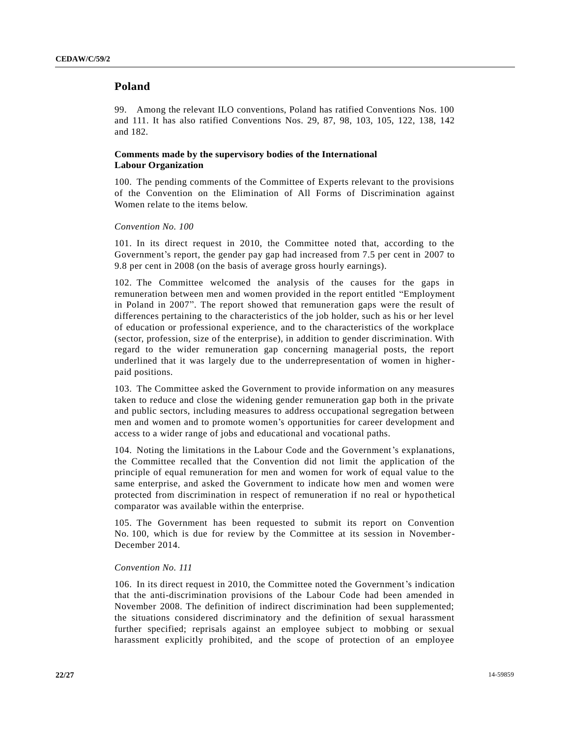## Poland

99. Among the relevant ILO conventions, Poland has ratified Conventions Nos. 100 and 111. It has also ratified Conventions Nos. 29, 87, 98, 103, 105, 122, 138, 142 and 182.

### Comments made by the supervisory bodies of the International Labour Organization

100. The pending comments of the Committee of Experts relevant to the provisions of the Convention on the Elimination of All Forms of Discrimination against Women relate to the items below.

*Convention No. 100*

101. In its direct request in 2010, the Committee noted that, according to the Government's report, the gender pay gap had increased from 7.5 per cent in 2007 to 9.8 per cent in 2008 (on the basis of average gross hourly earnings).

102. The Committee welcomed the analysis of the causes for the gaps in remuneration between men and women provided in the report entitled "Employment in Poland in 2007". The report showed that remuneration gaps were the result of differences pertaining to the characteristics of the job holder, such as his or her level of education or professional experience, and to the characteristics of the workplace (sector, profession, size of the enterprise), in addition to gender discrimination. With regard to the wider remuneration gap concerning managerial posts, the report underlined that it was largely due to the underrepresentation of women in higher-paid positions.

103. The Committee asked the Government to provide information on any measures taken to reduce and close the widening gender remuneration gap both in the private and public sectors, including measures to address occupational segregation between men and women and to promote women's opportunities for career development and access to a wider range of jobs and educational and vocational paths.

104. Noting the limitations in the Labour Code and the Government's explanations, the Committee recalled that the Convention did not limit the application of the principle of equal remuneration for men and women for work of equal value to the same enterprise, and asked the Government to indicate how men and women were protected from discrimination in respect of remuneration if no real or hypothetical comparator was available within the enterprise.

105. The Government has been requested to submit its report on Convention No. 100, which is due for review by the Committee at its session in November-December 2014.

*Convention No. 111*

106. In its direct request in 2010, the Committee noted the Government's indication that the anti-discrimination provisions of the Labour Code had been amended in November 2008. The definition of indirect discrimination had been supplemented; the situations considered discriminatory and the definition of sexual harassment further specified; reprisals against an employee subject to mobbing or sexual harassment explicitly prohibited, and the scope of protection of an employee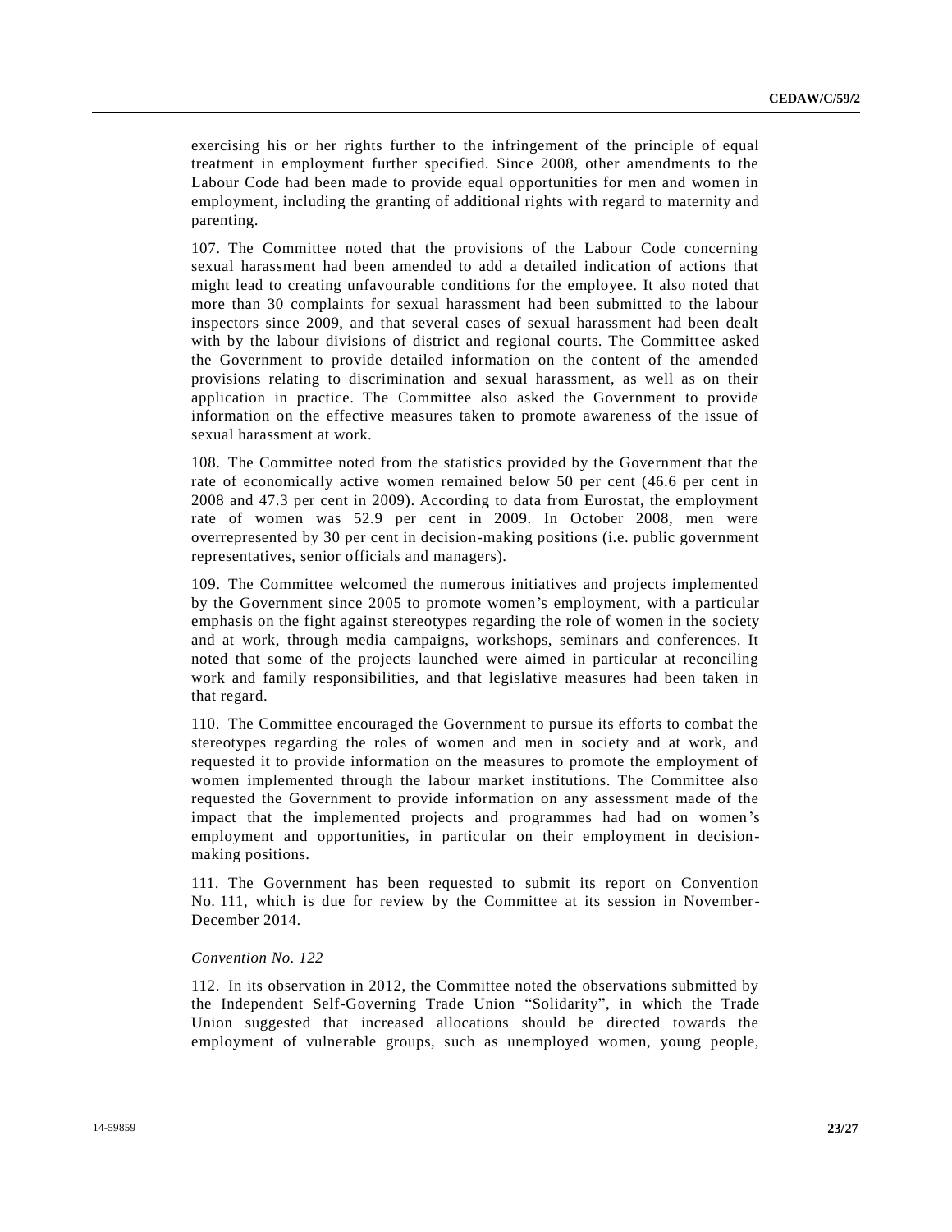exercising his or her rights further to the infringement of the principle of equal treatment in employment further specified. Since 2008, other amendments to the Labour Code had been made to provide equal opportunities for men and women in employment, including the granting of additional rights with regard to maternity and parenting.

107. The Committee noted that the provisions of the Labour Code concerning sexual harassment had been amended to add a detailed indication of actions that might lead to creating unfavourable conditions for the employee. It also noted that more than 30 complaints for sexual harassment had been submitted to the labour inspectors since 2009, and that several cases of sexual harassment had been dealt with by the labour divisions of district and regional courts. The Committee asked the Government to provide detailed information on the content of the amended provisions relating to discrimination and sexual harassment, as well as on their application in practice. The Committee also asked the Government to provide information on the effective measures taken to promote awareness of the issue of sexual harassment at work.

108. The Committee noted from the statistics provided by the Government that the rate of economically active women remained below 50 per cent (46.6 per cent in 2008 and 47.3 per cent in 2009). According to data from Eurostat, the employment rate of women was 52.9 per cent in 2009. In October 2008, men were overrepresented by 30 per cent in decision-making positions (i.e. public government representatives, senior officials and managers).

109. The Committee welcomed the numerous initiatives and projects implemented by the Government since 2005 to promote women's employment, with a particular emphasis on the fight against stereotypes regarding the role of women in the society and at work, through media campaigns, workshops, seminars and conferences. It noted that some of the projects launched were aimed in particular at reconciling work and family responsibilities, and that legislative measures had been taken in that regard.

110. The Committee encouraged the Government to pursue its efforts to combat the stereotypes regarding the roles of women and men in society and at work, and requested it to provide information on the measures to promote the employment of women implemented through the labour market institutions. The Committee also requested the Government to provide information on any assessment made of the impact that the implemented projects and programmes had had on women's employment and opportunities, in particular on their employment in decision-making positions.

111. The Government has been requested to submit its report on Convention No. 111, which is due for review by the Committee at its session in November-December 2014.

*Convention No. 122*

112. In its observation in 2012, the Committee noted the observations submitted by the Independent Self-Governing Trade Union "Solidarity", in which the Trade Union suggested that increased allocations should be directed towards the employment of vulnerable groups, such as unemployed women, young people,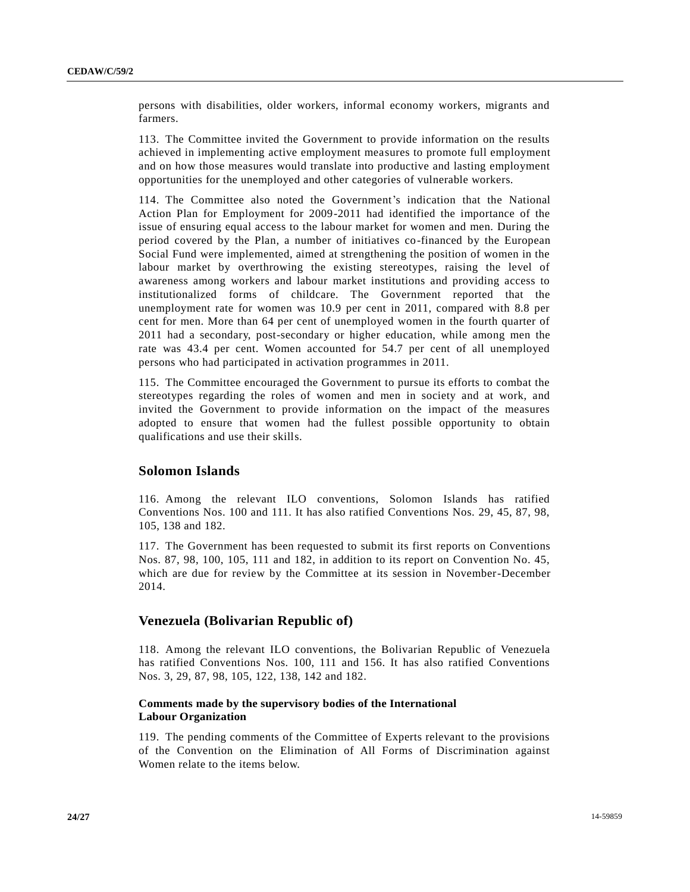persons with disabilities, older workers, informal economy workers, migrants and farmers.

113. The Committee invited the Government to provide information on the results achieved in implementing active employment measures to promote full employment and on how those measures would translate into productive and lasting employment opportunities for the unemployed and other categories of vulnerable workers.

114. The Committee also noted the Government's indication that the National Action Plan for Employment for 2009-2011 had identified the importance of the issue of ensuring equal access to the labour market for women and men. During the period covered by the Plan, a number of initiatives co-financed by the European Social Fund were implemented, aimed at strengthening the position of women in the labour market by overthrowing the existing stereotypes, raising the level of awareness among workers and labour market institutions and providing access to institutionalized forms of childcare. The Government reported that the unemployment rate for women was 10.9 per cent in 2011, compared with 8.8 per cent for men. More than 64 per cent of unemployed women in the fourth quarter of 2011 had a secondary, post-secondary or higher education, while among men the rate was 43.4 per cent. Women accounted for 54.7 per cent of all unemployed persons who had participated in activation programmes in 2011.

115. The Committee encouraged the Government to pursue its efforts to combat the stereotypes regarding the roles of women and men in society and at work, and invited the Government to provide information on the impact of the measures adopted to ensure that women had the fullest possible opportunity to obtain qualifications and use their skills.

## Solomon Islands

116. Among the relevant ILO conventions, Solomon Islands has ratified Conventions Nos. 100 and 111. It has also ratified Conventions Nos. 29, 45, 87, 98, 105, 138 and 182.

117. The Government has been requested to submit its first reports on Conventions Nos. 87, 98, 100, 105, 111 and 182, in addition to its report on Convention No. 45, which are due for review by the Committee at its session in November-December 2014.

## Venezuela (Bolivarian Republic of)

118. Among the relevant ILO conventions, the Bolivarian Republic of Venezuela has ratified Conventions Nos. 100, 111 and 156. It has also ratified Conventions Nos. 3, 29, 87, 98, 105, 122, 138, 142 and 182.

### Comments made by the supervisory bodies of the International Labour Organization

119. The pending comments of the Committee of Experts relevant to the provisions of the Convention on the Elimination of All Forms of Discrimination against Women relate to the items below.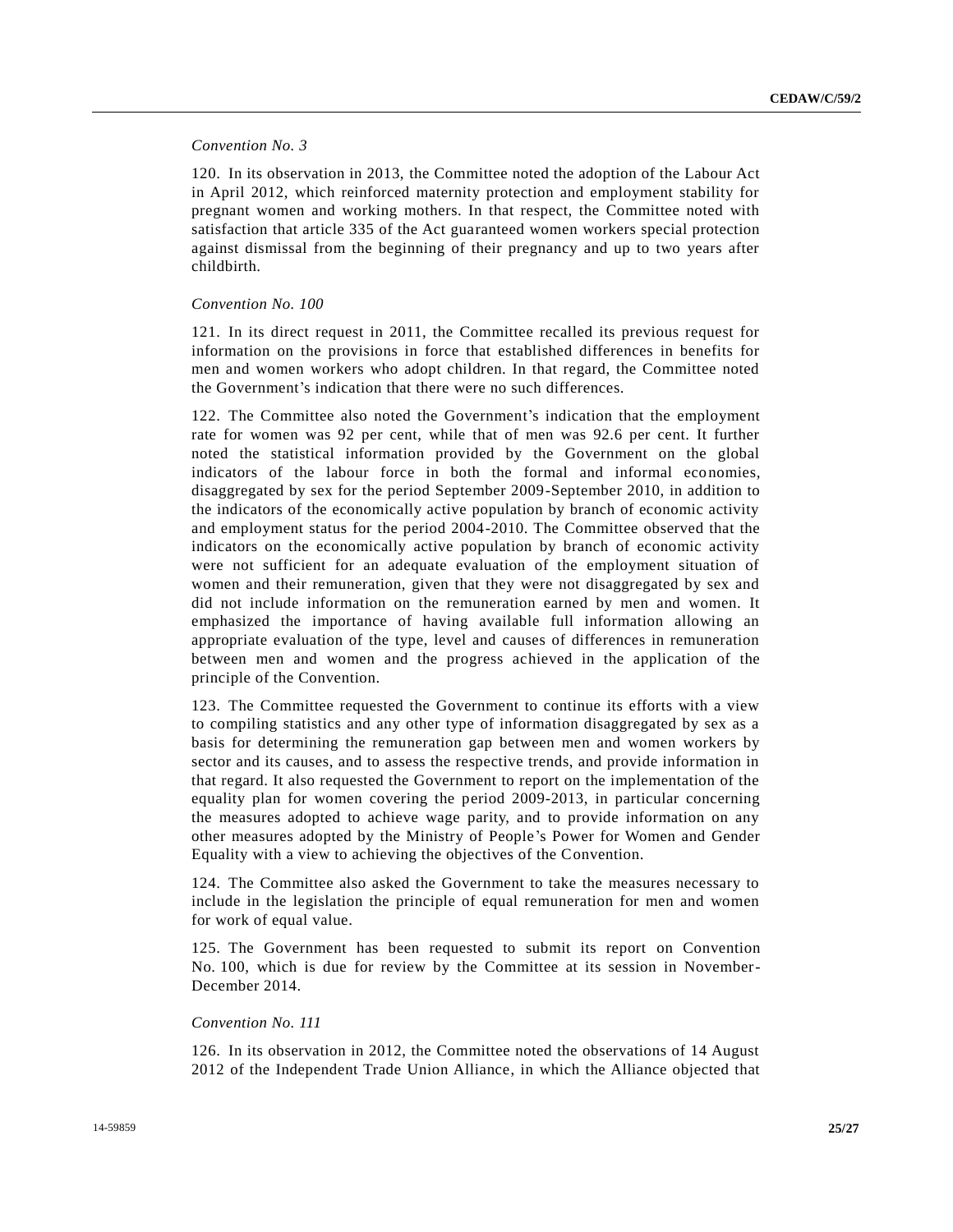*Convention No. 3*

120. In its observation in 2013, the Committee noted the adoption of the Labour Act in April 2012, which reinforced maternity protection and employment stability for pregnant women and working mothers. In that respect, the Committee noted with satisfaction that article 335 of the Act guaranteed women workers special protection against dismissal from the beginning of their pregnancy and up to two years after childbirth.

*Convention No. 100*

121. In its direct request in 2011, the Committee recalled its previous request for information on the provisions in force that established differences in benefits for men and women workers who adopt children. In that regard, the Committee noted the Government's indication that there were no such differences.

122. The Committee also noted the Government's indication that the employment rate for women was 92 per cent, while that of men was 92.6 per cent. It further noted the statistical information provided by the Government on the global indicators of the labour force in both the formal and informal economies, disaggregated by sex for the period September 2009-September 2010, in addition to the indicators of the economically active population by branch of economic activity and employment status for the period 2004-2010. The Committee observed that the indicators on the economically active population by branch of economic activity were not sufficient for an adequate evaluation of the employment situation of women and their remuneration, given that they were not disaggregated by sex and did not include information on the remuneration earned by men and women. It emphasized the importance of having available full information allowing an appropriate evaluation of the type, level and causes of differences in remuneration between men and women and the progress achieved in the application of the principle of the Convention.

123. The Committee requested the Government to continue its efforts with a view to compiling statistics and any other type of information disaggregated by sex as a basis for determining the remuneration gap between men and women workers by sector and its causes, and to assess the respective trends, and provide information in that regard. It also requested the Government to report on the implementation of the equality plan for women covering the period 2009-2013, in particular concerning the measures adopted to achieve wage parity, and to provide information on any other measures adopted by the Ministry of People's Power for Women and Gender Equality with a view to achieving the objectives of the Convention.

124. The Committee also asked the Government to take the measures necessary to include in the legislation the principle of equal remuneration for men and women for work of equal value.

125. The Government has been requested to submit its report on Convention No. 100, which is due for review by the Committee at its session in November-December 2014.

*Convention No. 111*

126. In its observation in 2012, the Committee noted the observations of 14 August 2012 of the Independent Trade Union Alliance, in which the Alliance objected that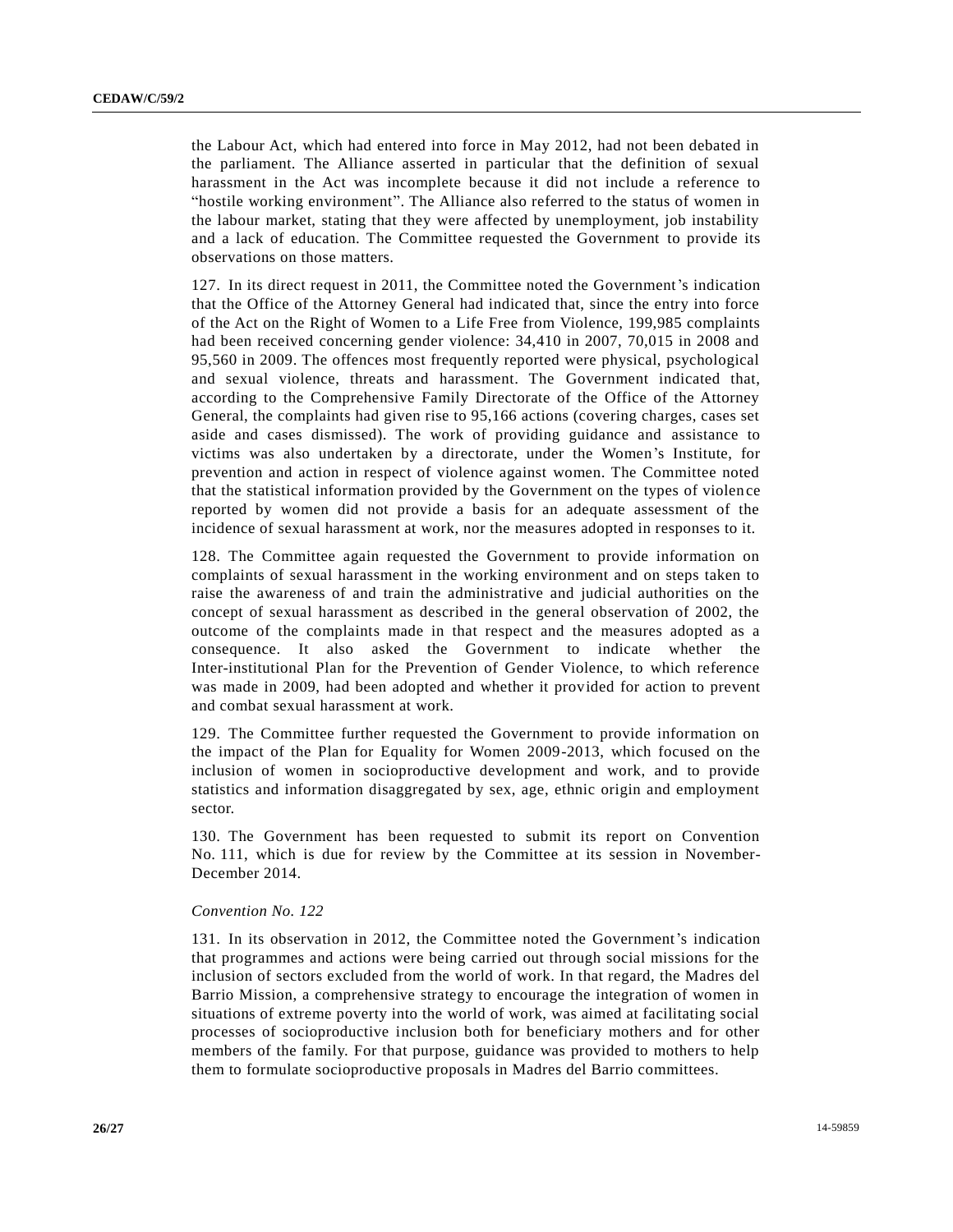the Labour Act, which had entered into force in May 2012, had not been debated in the parliament. The Alliance asserted in particular that the definition of sexual harassment in the Act was incomplete because it did not include a reference to "hostile working environment". The Alliance also referred to the status of women in the labour market, stating that they were affected by unemployment, job instability and a lack of education. The Committee requested the Government to provide its observations on those matters.

127. In its direct request in 2011, the Committee noted the Government's indication that the Office of the Attorney General had indicated that, since the entry into force of the Act on the Right of Women to a Life Free from Violence, 199,985 complaints had been received concerning gender violence: 34,410 in 2007, 70,015 in 2008 and 95,560 in 2009. The offences most frequently reported were physical, psychological and sexual violence, threats and harassment. The Government indicated that, according to the Comprehensive Family Directorate of the Office of the Attorney General, the complaints had given rise to 95,166 actions (covering charges, cases set aside and cases dismissed). The work of providing guidance and assistance to victims was also undertaken by a directorate, under the Women's Institute, for prevention and action in respect of violence against women. The Committee noted that the statistical information provided by the Government on the types of violence reported by women did not provide a basis for an adequate assessment of the incidence of sexual harassment at work, nor the measures adopted in responses to it.

128. The Committee again requested the Government to provide information on complaints of sexual harassment in the working environment and on steps taken to raise the awareness of and train the administrative and judicial authorities on the concept of sexual harassment as described in the general observation of 2002, the outcome of the complaints made in that respect and the measures adopted as a consequence. It also asked the Government to indicate whether the Inter-institutional Plan for the Prevention of Gender Violence, to which reference was made in 2009, had been adopted and whether it provided for action to prevent and combat sexual harassment at work.

129. The Committee further requested the Government to provide information on the impact of the Plan for Equality for Women 2009-2013, which focused on the inclusion of women in socioproductive development and work, and to provide statistics and information disaggregated by sex, age, ethnic origin and employment sector.

130. The Government has been requested to submit its report on Convention No. 111, which is due for review by the Committee at its session in November-December 2014.

*Convention No. 122*

131. In its observation in 2012, the Committee noted the Government's indication that programmes and actions were being carried out through social missions for the inclusion of sectors excluded from the world of work. In that regard, the Madres del Barrio Mission, a comprehensive strategy to encourage the integration of women in situations of extreme poverty into the world of work, was aimed at facilitating social processes of socioproductive inclusion both for beneficiary mothers and for other members of the family. For that purpose, guidance was provided to mothers to help them to formulate socioproductive proposals in Madres del Barrio committees.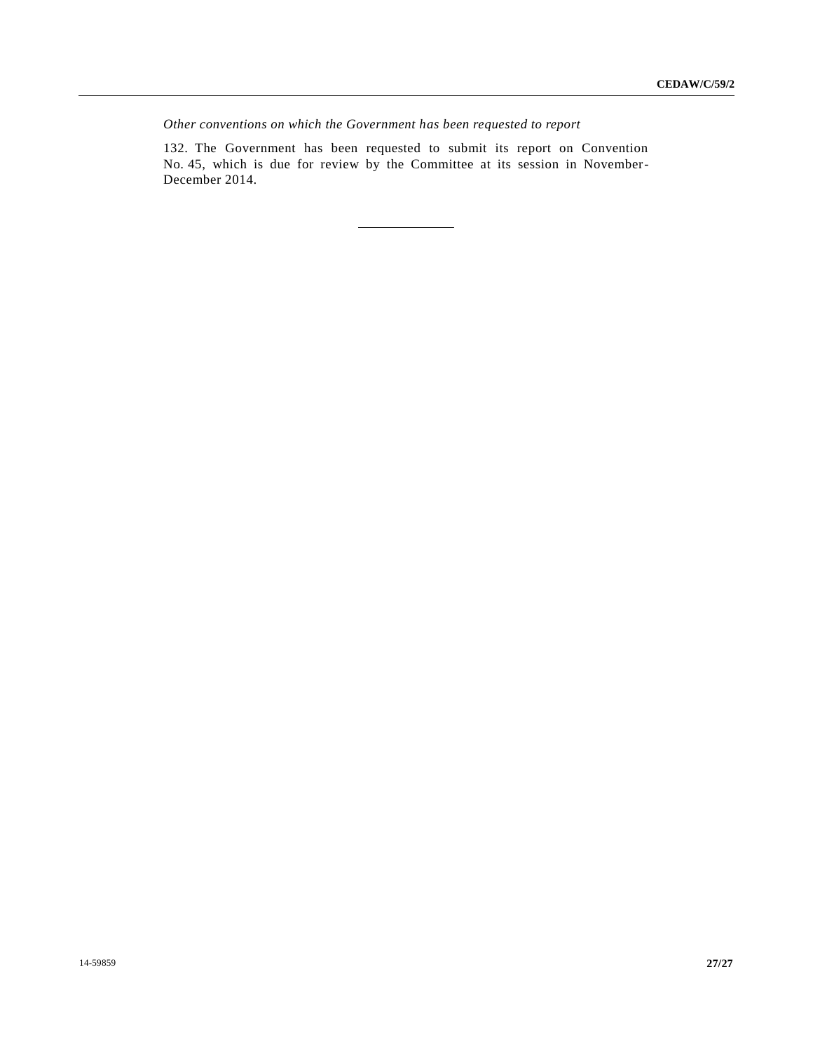*Other conventions on which the Government has been requested to report*

132. The Government has been requested to submit its report on Convention No. 45, which is due for review by the Committee at its session in November-December 2014.